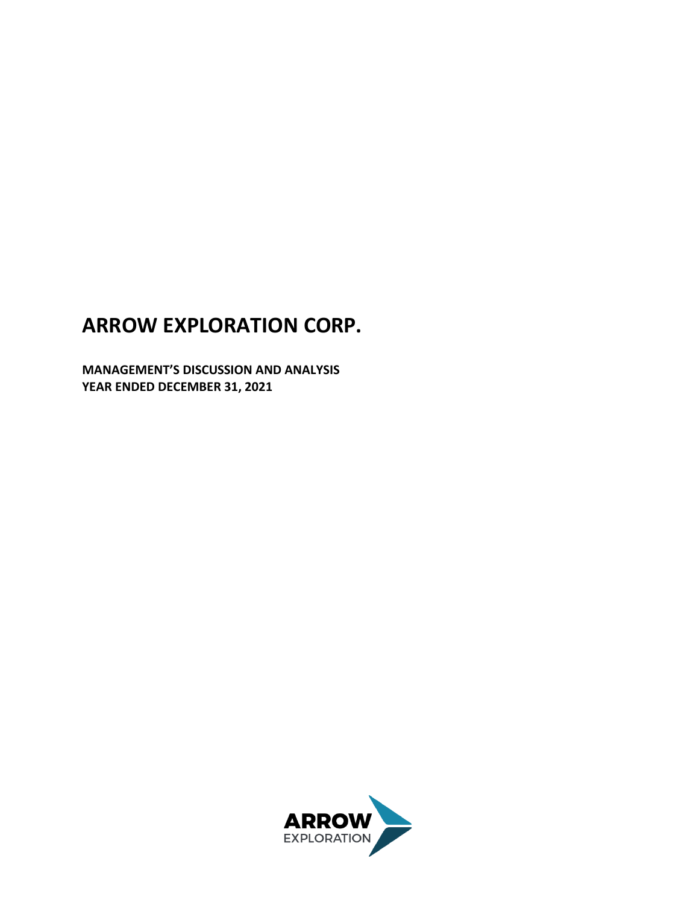# ARROW EXPLORATION CORP.

**MANAGEMENT'S DISCUSSION AND ANALYSIS**
**YEAR ENDED DECEMBER 31, 2021**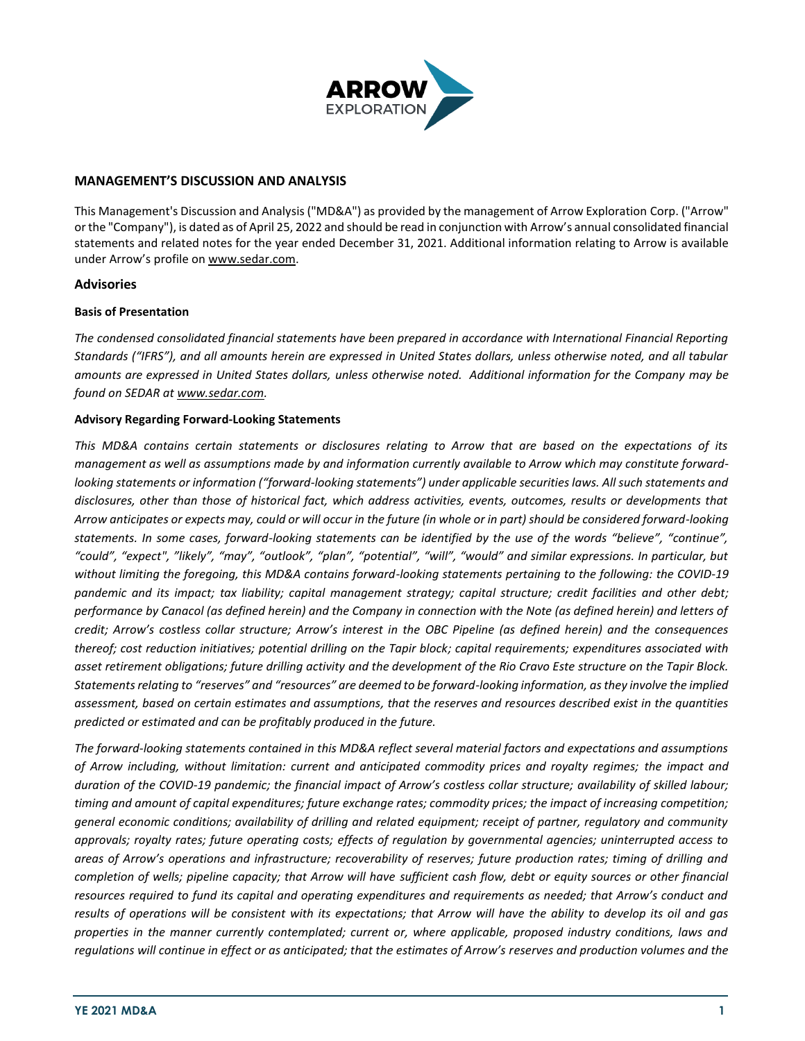## MANAGEMENT'S DISCUSSION AND ANALYSIS

This Management's Discussion and Analysis ("MD&A") as provided by the management of Arrow Exploration Corp. ("Arrow" or the "Company"), is dated as of April 25, 2022 and should be read in conjunction with Arrow's annual consolidated financial statements and related notes for the year ended December 31, 2021. Additional information relating to Arrow is available under Arrow's profile on www.sedar.com.

### Advisories

#### Basis of Presentation

*The condensed consolidated financial statements have been prepared in accordance with International Financial Reporting Standards ("IFRS"), and all amounts herein are expressed in United States dollars, unless otherwise noted, and all tabular amounts are expressed in United States dollars, unless otherwise noted. Additional information for the Company may be found on SEDAR at www.sedar.com.*

#### Advisory Regarding Forward-Looking Statements

*This MD&A contains certain statements or disclosures relating to Arrow that are based on the expectations of its management as well as assumptions made by and information currently available to Arrow which may constitute forward-looking statements or information ("forward-looking statements") under applicable securities laws. All such statements and disclosures, other than those of historical fact, which address activities, events, outcomes, results or developments that Arrow anticipates or expects may, could or will occur in the future (in whole or in part) should be considered forward-looking statements. In some cases, forward-looking statements can be identified by the use of the words "believe", "continue", "could", "expect", "likely", "may", "outlook", "plan", "potential", "will", "would" and similar expressions. In particular, but without limiting the foregoing, this MD&A contains forward-looking statements pertaining to the following: the COVID-19 pandemic and its impact; tax liability; capital management strategy; capital structure; credit facilities and other debt; performance by Canacol (as defined herein) and the Company in connection with the Note (as defined herein) and letters of credit; Arrow's costless collar structure; Arrow's interest in the OBC Pipeline (as defined herein) and the consequences thereof; cost reduction initiatives; potential drilling on the Tapir block; capital requirements; expenditures associated with asset retirement obligations; future drilling activity and the development of the Rio Cravo Este structure on the Tapir Block. Statements relating to "reserves" and "resources" are deemed to be forward-looking information, as they involve the implied assessment, based on certain estimates and assumptions, that the reserves and resources described exist in the quantities predicted or estimated and can be profitably produced in the future.*

*The forward-looking statements contained in this MD&A reflect several material factors and expectations and assumptions of Arrow including, without limitation: current and anticipated commodity prices and royalty regimes; the impact and duration of the COVID-19 pandemic; the financial impact of Arrow's costless collar structure; availability of skilled labour; timing and amount of capital expenditures; future exchange rates; commodity prices; the impact of increasing competition; general economic conditions; availability of drilling and related equipment; receipt of partner, regulatory and community approvals; royalty rates; future operating costs; effects of regulation by governmental agencies; uninterrupted access to areas of Arrow's operations and infrastructure; recoverability of reserves; future production rates; timing of drilling and completion of wells; pipeline capacity; that Arrow will have sufficient cash flow, debt or equity sources or other financial resources required to fund its capital and operating expenditures and requirements as needed; that Arrow's conduct and results of operations will be consistent with its expectations; that Arrow will have the ability to develop its oil and gas properties in the manner currently contemplated; current or, where applicable, proposed industry conditions, laws and regulations will continue in effect or as anticipated; that the estimates of Arrow's reserves and production volumes and the*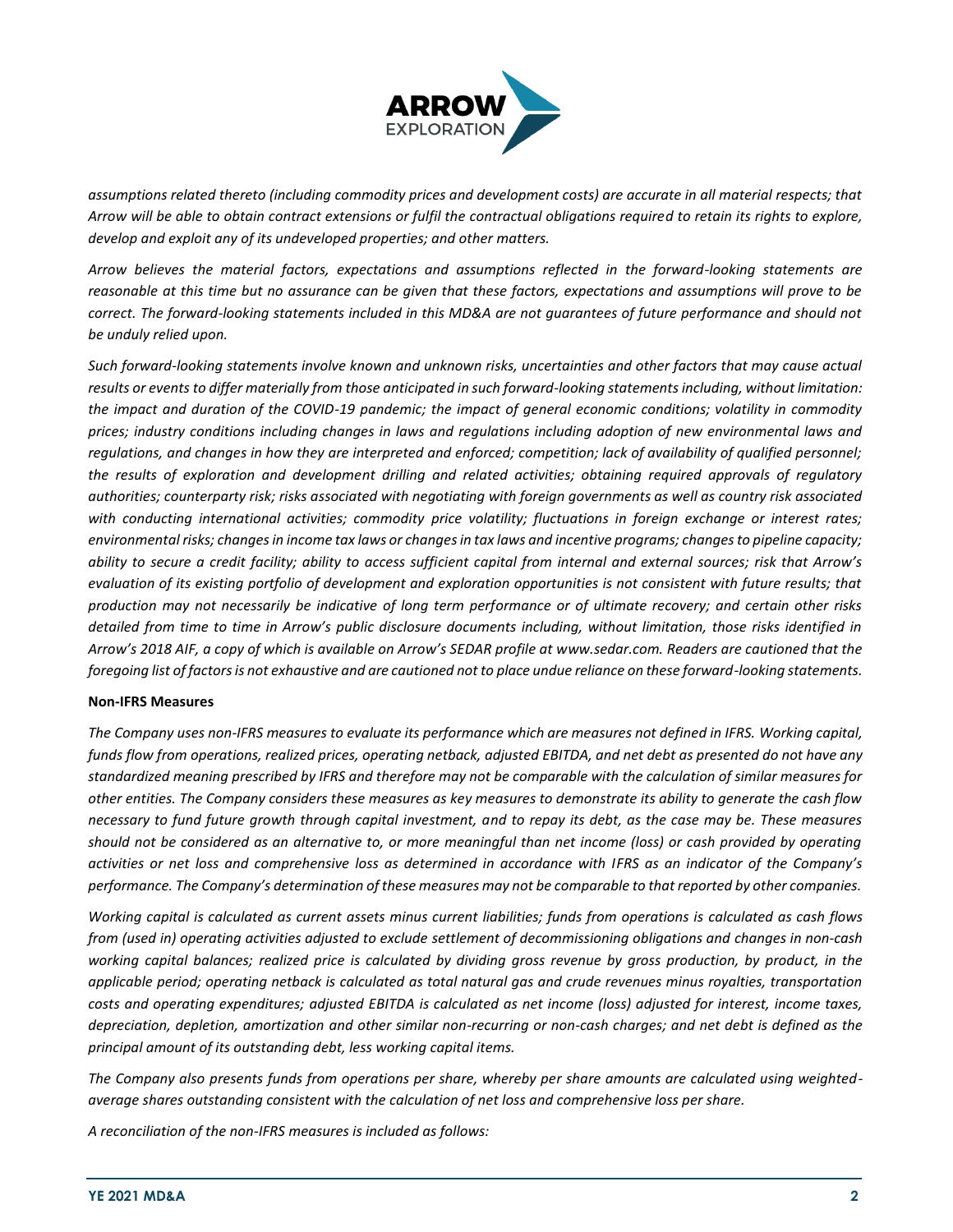*assumptions related thereto (including commodity prices and development costs) are accurate in all material respects; that Arrow will be able to obtain contract extensions or fulfil the contractual obligations required to retain its rights to explore, develop and exploit any of its undeveloped properties; and other matters.*

*Arrow believes the material factors, expectations and assumptions reflected in the forward-looking statements are reasonable at this time but no assurance can be given that these factors, expectations and assumptions will prove to be correct. The forward-looking statements included in this MD&A are not guarantees of future performance and should not be unduly relied upon.*

*Such forward-looking statements involve known and unknown risks, uncertainties and other factors that may cause actual results or events to differ materially from those anticipated in such forward-looking statements including, without limitation: the impact and duration of the COVID-19 pandemic; the impact of general economic conditions; volatility in commodity prices; industry conditions including changes in laws and regulations including adoption of new environmental laws and regulations, and changes in how they are interpreted and enforced; competition; lack of availability of qualified personnel; the results of exploration and development drilling and related activities; obtaining required approvals of regulatory authorities; counterparty risk; risks associated with negotiating with foreign governments as well as country risk associated with conducting international activities; commodity price volatility; fluctuations in foreign exchange or interest rates; environmental risks; changes in income tax laws or changes in tax laws and incentive programs; changes to pipeline capacity; ability to secure a credit facility; ability to access sufficient capital from internal and external sources; risk that Arrow's evaluation of its existing portfolio of development and exploration opportunities is not consistent with future results; that production may not necessarily be indicative of long term performance or of ultimate recovery; and certain other risks detailed from time to time in Arrow's public disclosure documents including, without limitation, those risks identified in Arrow's 2018 AIF, a copy of which is available on Arrow's SEDAR profile at www.sedar.com. Readers are cautioned that the foregoing list of factors is not exhaustive and are cautioned not to place undue reliance on these forward-looking statements.*

**Non-IFRS Measures**

*The Company uses non-IFRS measures to evaluate its performance which are measures not defined in IFRS. Working capital, funds flow from operations, realized prices, operating netback, adjusted EBITDA, and net debt as presented do not have any standardized meaning prescribed by IFRS and therefore may not be comparable with the calculation of similar measures for other entities. The Company considers these measures as key measures to demonstrate its ability to generate the cash flow necessary to fund future growth through capital investment, and to repay its debt, as the case may be. These measures should not be considered as an alternative to, or more meaningful than net income (loss) or cash provided by operating activities or net loss and comprehensive loss as determined in accordance with IFRS as an indicator of the Company's performance. The Company's determination of these measures may not be comparable to that reported by other companies.*

*Working capital is calculated as current assets minus current liabilities; funds from operations is calculated as cash flows from (used in) operating activities adjusted to exclude settlement of decommissioning obligations and changes in non-cash working capital balances; realized price is calculated by dividing gross revenue by gross production, by product, in the applicable period; operating netback is calculated as total natural gas and crude revenues minus royalties, transportation costs and operating expenditures; adjusted EBITDA is calculated as net income (loss) adjusted for interest, income taxes, depreciation, depletion, amortization and other similar non-recurring or non-cash charges; and net debt is defined as the principal amount of its outstanding debt, less working capital items.*

*The Company also presents funds from operations per share, whereby per share amounts are calculated using weighted-average shares outstanding consistent with the calculation of net loss and comprehensive loss per share.*

*A reconciliation of the non-IFRS measures is included as follows:*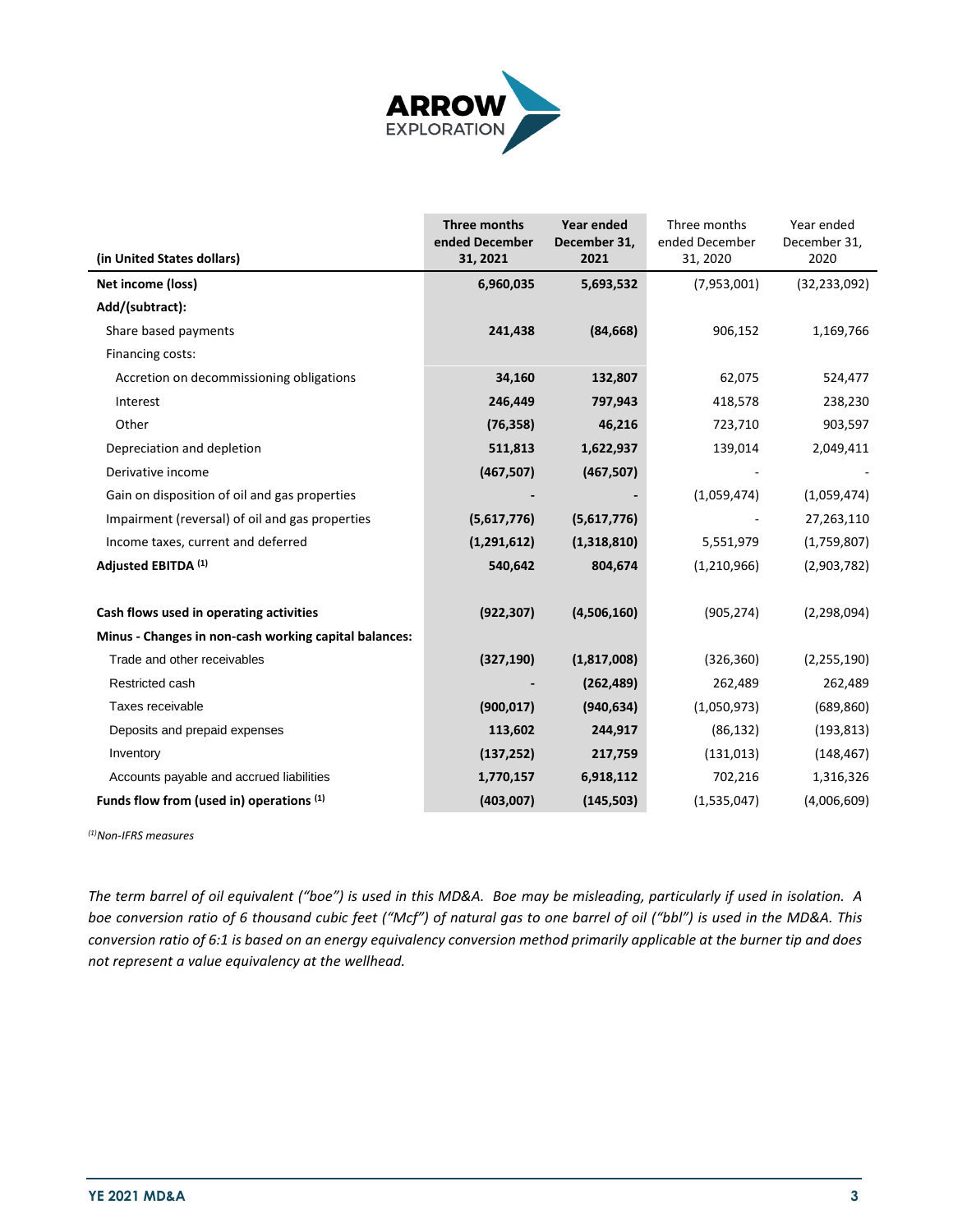| (in United States dollars) | Three months ended December 31, 2021 | Year ended December 31, 2021 | Three months ended December 31, 2020 | Year ended December 31, 2020 |
|---|---|---|---|---|
| **Net income (loss)** | **6,960,035** | **5,693,532** | (7,953,001) | (32,233,092) |
| **Add/(subtract):** | | | | |
| Share based payments | **241,438** | **(84,668)** | 906,152 | 1,169,766 |
| Financing costs: | | | | |
| Accretion on decommissioning obligations | **34,160** | **132,807** | 62,075 | 524,477 |
| Interest | **246,449** | **797,943** | 418,578 | 238,230 |
| Other | **(76,358)** | **46,216** | 723,710 | 903,597 |
| Depreciation and depletion | **511,813** | **1,622,937** | 139,014 | 2,049,411 |
| Derivative income | **(467,507)** | **(467,507)** | - | - |
| Gain on disposition of oil and gas properties | **-** | **-** | (1,059,474) | (1,059,474) |
| Impairment (reversal) of oil and gas properties | **(5,617,776)** | **(5,617,776)** | - | 27,263,110 |
| Income taxes, current and deferred | **(1,291,612)** | **(1,318,810)** | 5,551,979 | (1,759,807) |
| **Adjusted EBITDA [(1)]** | **540,642** | **804,674** | (1,210,966) | (2,903,782) |
| | | | | |
| **Cash flows used in operating activities** | **(922,307)** | **(4,506,160)** | (905,274) | (2,298,094) |
| **Minus - Changes in non-cash working capital balances:** | | | | |
| Trade and other receivables | **(327,190)** | **(1,817,008)** | (326,360) | (2,255,190) |
| Restricted cash | **-** | **(262,489)** | 262,489 | 262,489 |
| Taxes receivable | **(900,017)** | **(940,634)** | (1,050,973) | (689,860) |
| Deposits and prepaid expenses | **113,602** | **244,917** | (86,132) | (193,813) |
| Inventory | **(137,252)** | **217,759** | (131,013) | (148,467) |
| Accounts payable and accrued liabilities | **1,770,157** | **6,918,112** | 702,216 | 1,316,326 |
| **Funds flow from (used in) operations [(1)]** | **(403,007)** | **(145,503)** | (1,535,047) | (4,006,609) |

*[(1)]Non-IFRS measures*

*The term barrel of oil equivalent ("boe") is used in this MD&A. Boe may be misleading, particularly if used in isolation. A boe conversion ratio of 6 thousand cubic feet ("Mcf") of natural gas to one barrel of oil ("bbl") is used in the MD&A. This conversion ratio of 6:1 is based on an energy equivalency conversion method primarily applicable at the burner tip and does not represent a value equivalency at the wellhead.*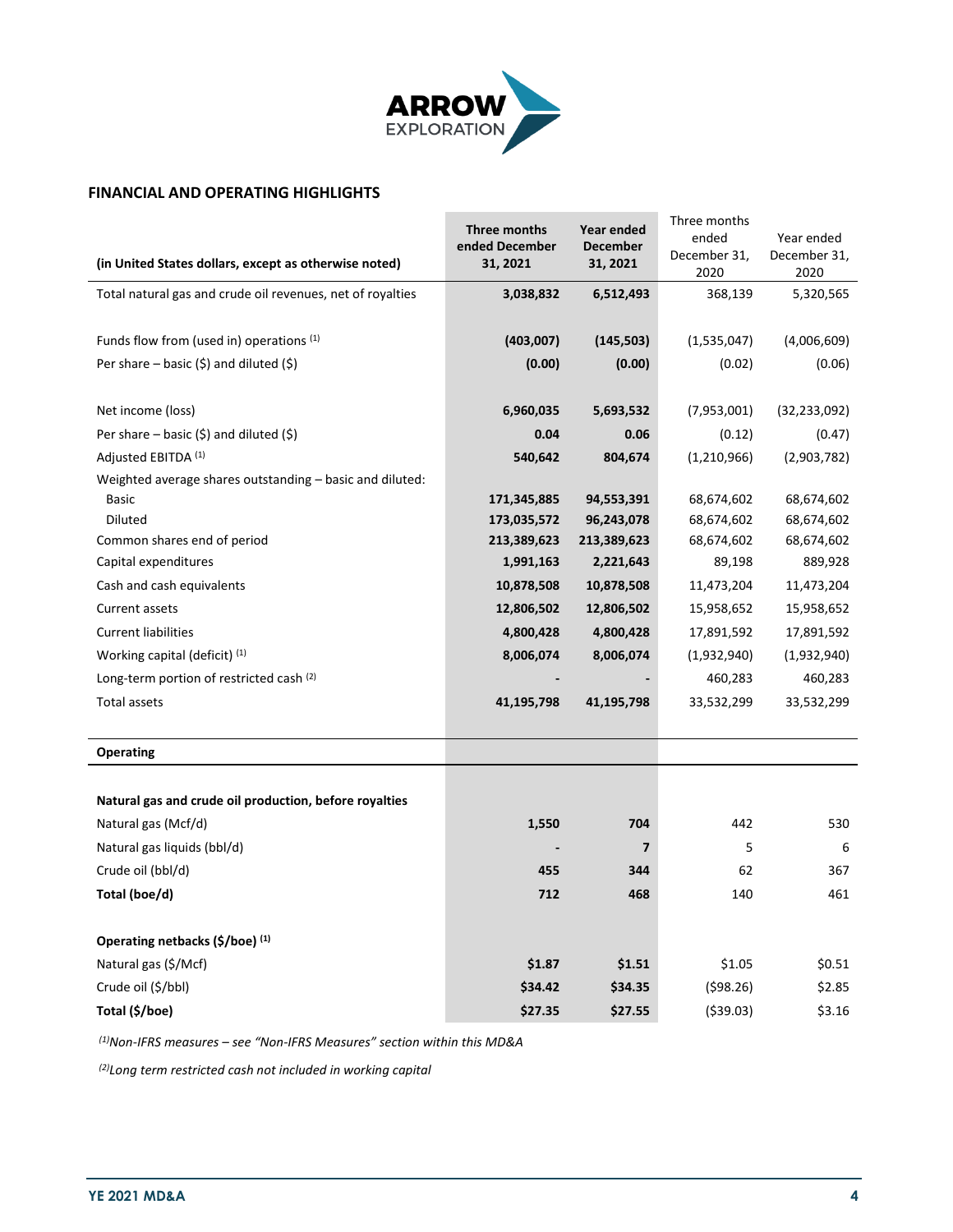## FINANCIAL AND OPERATING HIGHLIGHTS

| (in United States dollars, except as otherwise noted) | Three months ended December 31, 2021 | Year ended December 31, 2021 | Three months ended December 31, 2020 | Year ended December 31, 2020 |
|---|---|---|---|---|
| Total natural gas and crude oil revenues, net of royalties | **3,038,832** | **6,512,493** | 368,139 | 5,320,565 |
| Funds flow from (used in) operations [(1)] | **(403,007)** | **(145,503)** | (1,535,047) | (4,006,609) |
| Per share – basic ($) and diluted ($) | **(0.00)** | **(0.00)** | (0.02) | (0.06) |
| Net income (loss) | **6,960,035** | **5,693,532** | (7,953,001) | (32,233,092) |
| Per share – basic ($) and diluted ($) | **0.04** | **0.06** | (0.12) | (0.47) |
| Adjusted EBITDA [(1)] | **540,642** | **804,674** | (1,210,966) | (2,903,782) |
| Weighted average shares outstanding – basic and diluted: | | | | |
| Basic | **171,345,885** | **94,553,391** | 68,674,602 | 68,674,602 |
| Diluted | **173,035,572** | **96,243,078** | 68,674,602 | 68,674,602 |
| Common shares end of period | **213,389,623** | **213,389,623** | 68,674,602 | 68,674,602 |
| Capital expenditures | **1,991,163** | **2,221,643** | 89,198 | 889,928 |
| Cash and cash equivalents | **10,878,508** | **10,878,508** | 11,473,204 | 11,473,204 |
| Current assets | **12,806,502** | **12,806,502** | 15,958,652 | 15,958,652 |
| Current liabilities | **4,800,428** | **4,800,428** | 17,891,592 | 17,891,592 |
| Working capital (deficit) [(1)] | **8,006,074** | **8,006,074** | (1,932,940) | (1,932,940) |
| Long-term portion of restricted cash [(2)] | **-** | **-** | 460,283 | 460,283 |
| Total assets | **41,195,798** | **41,195,798** | 33,532,299 | 33,532,299 |
| **Operating** | | | | |
| **Natural gas and crude oil production, before royalties** | | | | |
| Natural gas (Mcf/d) | **1,550** | **704** | 442 | 530 |
| Natural gas liquids (bbl/d) | **-** | **7** | 5 | 6 |
| Crude oil (bbl/d) | **455** | **344** | 62 | 367 |
| **Total (boe/d)** | **712** | **468** | 140 | 461 |
| **Operating netbacks ($/boe) [(1)]** | | | | |
| Natural gas ($/Mcf) | **$1.87** | **$1.51** | $1.05 | $0.51 |
| Crude oil ($/bbl) | **$34.42** | **$34.35** | ($98.26) | $2.85 |
| **Total ($/boe)** | **$27.35** | **$27.55** | ($39.03) | $3.16 |

*[(1)]Non-IFRS measures – see "Non-IFRS Measures" section within this MD&A*

*[(2)]Long term restricted cash not included in working capital*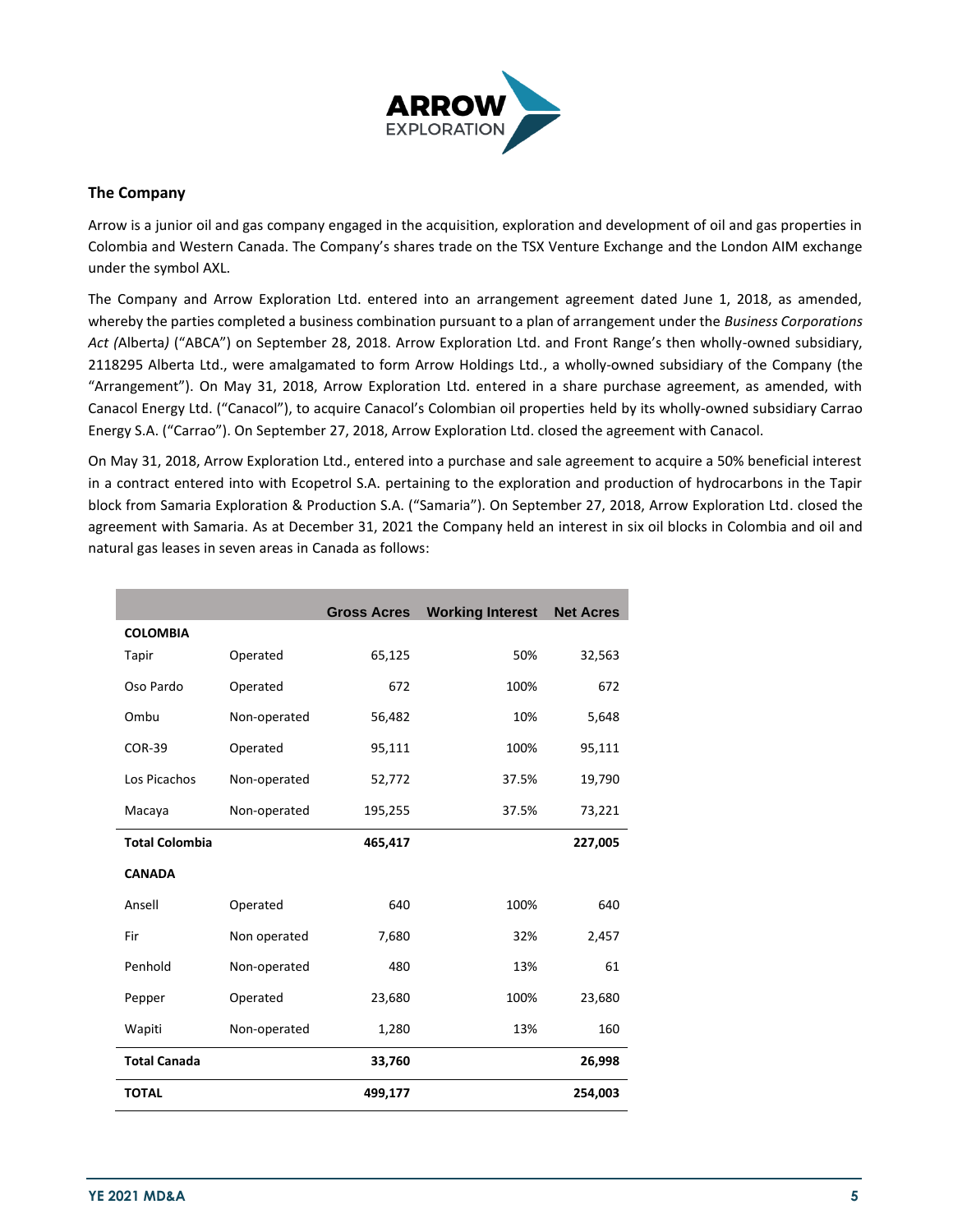## The Company

Arrow is a junior oil and gas company engaged in the acquisition, exploration and development of oil and gas properties in Colombia and Western Canada. The Company's shares trade on the TSX Venture Exchange and the London AIM exchange under the symbol AXL.

The Company and Arrow Exploration Ltd. entered into an arrangement agreement dated June 1, 2018, as amended, whereby the parties completed a business combination pursuant to a plan of arrangement under the *Business Corporations Act (*Alberta*)* ("ABCA") on September 28, 2018. Arrow Exploration Ltd. and Front Range's then wholly-owned subsidiary, 2118295 Alberta Ltd., were amalgamated to form Arrow Holdings Ltd., a wholly-owned subsidiary of the Company (the "Arrangement"). On May 31, 2018, Arrow Exploration Ltd. entered in a share purchase agreement, as amended, with Canacol Energy Ltd. ("Canacol"), to acquire Canacol's Colombian oil properties held by its wholly-owned subsidiary Carrao Energy S.A. ("Carrao"). On September 27, 2018, Arrow Exploration Ltd. closed the agreement with Canacol.

On May 31, 2018, Arrow Exploration Ltd., entered into a purchase and sale agreement to acquire a 50% beneficial interest in a contract entered into with Ecopetrol S.A. pertaining to the exploration and production of hydrocarbons in the Tapir block from Samaria Exploration & Production S.A. ("Samaria"). On September 27, 2018, Arrow Exploration Ltd. closed the agreement with Samaria. As at December 31, 2021 the Company held an interest in six oil blocks in Colombia and oil and natural gas leases in seven areas in Canada as follows:

| | | Gross Acres | Working Interest | Net Acres |
|---|---|---|---|---|
| **COLOMBIA** | | | | |
| Tapir | Operated | 65,125 | 50% | 32,563 |
| Oso Pardo | Operated | 672 | 100% | 672 |
| Ombu | Non-operated | 56,482 | 10% | 5,648 |
| COR-39 | Operated | 95,111 | 100% | 95,111 |
| Los Picachos | Non-operated | 52,772 | 37.5% | 19,790 |
| Macaya | Non-operated | 195,255 | 37.5% | 73,221 |
| **Total Colombia** | | **465,417** | | **227,005** |
| **CANADA** | | | | |
| Ansell | Operated | 640 | 100% | 640 |
| Fir | Non operated | 7,680 | 32% | 2,457 |
| Penhold | Non-operated | 480 | 13% | 61 |
| Pepper | Operated | 23,680 | 100% | 23,680 |
| Wapiti | Non-operated | 1,280 | 13% | 160 |
| **Total Canada** | | **33,760** | | **26,998** |
| **TOTAL** | | **499,177** | | **254,003** |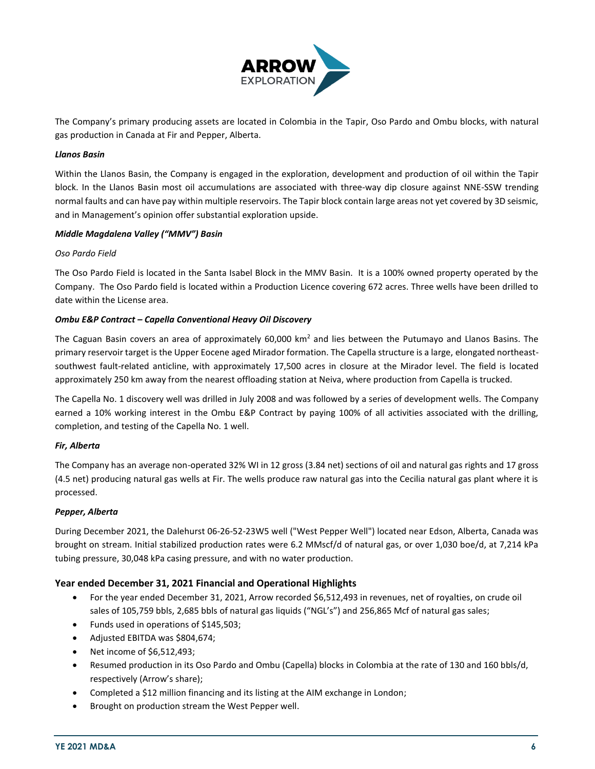The Company's primary producing assets are located in Colombia in the Tapir, Oso Pardo and Ombu blocks, with natural gas production in Canada at Fir and Pepper, Alberta.

***Llanos Basin***

Within the Llanos Basin, the Company is engaged in the exploration, development and production of oil within the Tapir block. In the Llanos Basin most oil accumulations are associated with three-way dip closure against NNE-SSW trending normal faults and can have pay within multiple reservoirs. The Tapir block contain large areas not yet covered by 3D seismic, and in Management's opinion offer substantial exploration upside.

***Middle Magdalena Valley ("MMV") Basin***

*Oso Pardo Field*

The Oso Pardo Field is located in the Santa Isabel Block in the MMV Basin. It is a 100% owned property operated by the Company. The Oso Pardo field is located within a Production Licence covering 672 acres. Three wells have been drilled to date within the License area.

***Ombu E&P Contract – Capella Conventional Heavy Oil Discovery***

The Caguan Basin covers an area of approximately 60,000 km$^2$ and lies between the Putumayo and Llanos Basins. The primary reservoir target is the Upper Eocene aged Mirador formation. The Capella structure is a large, elongated northeast-southwest fault-related anticline, with approximately 17,500 acres in closure at the Mirador level. The field is located approximately 250 km away from the nearest offloading station at Neiva, where production from Capella is trucked.

The Capella No. 1 discovery well was drilled in July 2008 and was followed by a series of development wells. The Company earned a 10% working interest in the Ombu E&P Contract by paying 100% of all activities associated with the drilling, completion, and testing of the Capella No. 1 well.

***Fir, Alberta***

The Company has an average non-operated 32% WI in 12 gross (3.84 net) sections of oil and natural gas rights and 17 gross (4.5 net) producing natural gas wells at Fir. The wells produce raw natural gas into the Cecilia natural gas plant where it is processed.

***Pepper, Alberta***

During December 2021, the Dalehurst 06-26-52-23W5 well ("West Pepper Well") located near Edson, Alberta, Canada was brought on stream. Initial stabilized production rates were 6.2 MMscf/d of natural gas, or over 1,030 boe/d, at 7,214 kPa tubing pressure, 30,048 kPa casing pressure, and with no water production.

## Year ended December 31, 2021 Financial and Operational Highlights

- For the year ended December 31, 2021, Arrow recorded $6,512,493 in revenues, net of royalties, on crude oil sales of 105,759 bbls, 2,685 bbls of natural gas liquids ("NGL's") and 256,865 Mcf of natural gas sales;
- Funds used in operations of $145,503;
- Adjusted EBITDA was $804,674;
- Net income of $6,512,493;
- Resumed production in its Oso Pardo and Ombu (Capella) blocks in Colombia at the rate of 130 and 160 bbls/d, respectively (Arrow's share);
- Completed a $12 million financing and its listing at the AIM exchange in London;
- Brought on production stream the West Pepper well.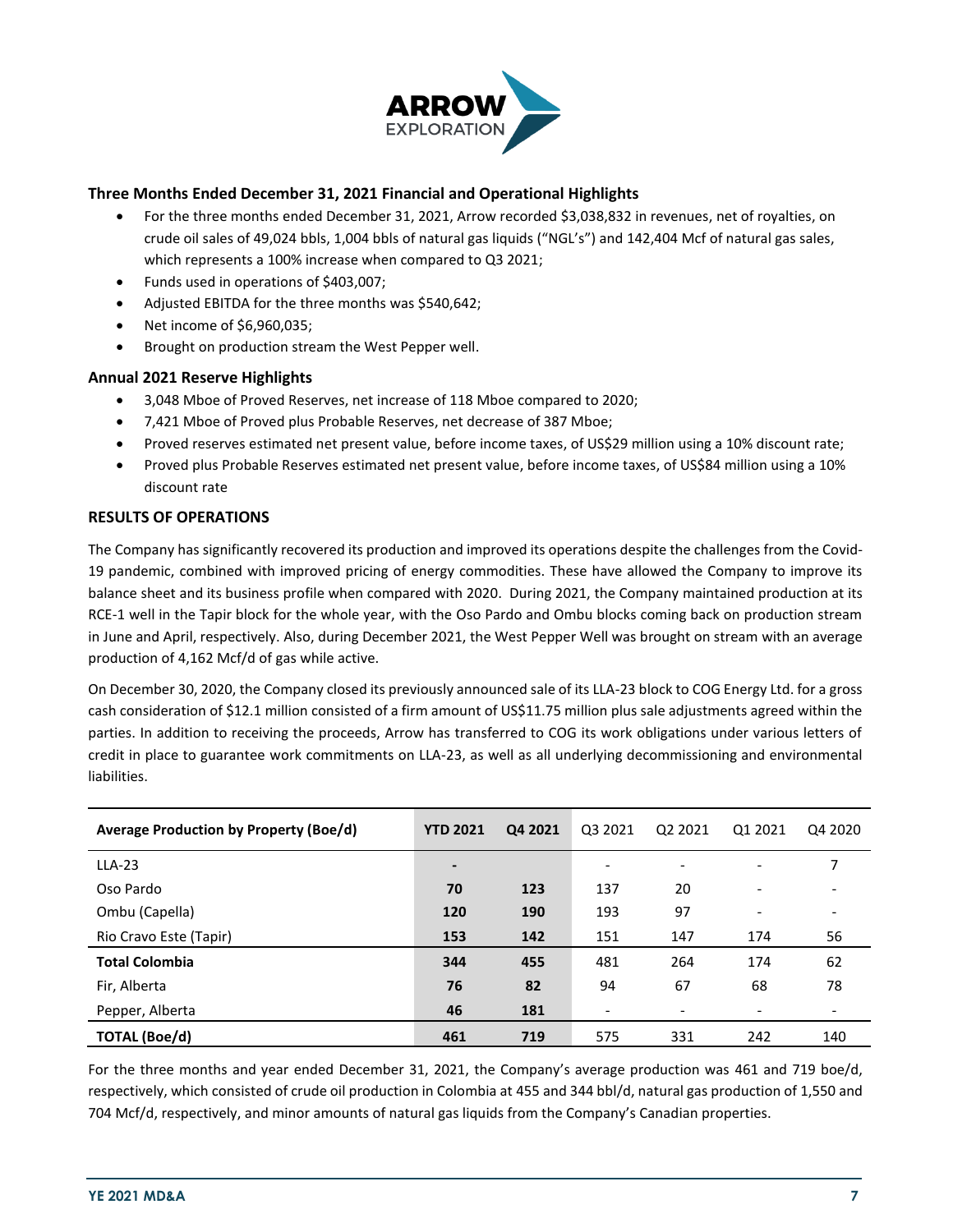### Three Months Ended December 31, 2021 Financial and Operational Highlights

- For the three months ended December 31, 2021, Arrow recorded $3,038,832 in revenues, net of royalties, on crude oil sales of 49,024 bbls, 1,004 bbls of natural gas liquids ("NGL's") and 142,404 Mcf of natural gas sales, which represents a 100% increase when compared to Q3 2021;
- Funds used in operations of $403,007;
- Adjusted EBITDA for the three months was $540,642;
- Net income of $6,960,035;
- Brought on production stream the West Pepper well.

### Annual 2021 Reserve Highlights

- 3,048 Mboe of Proved Reserves, net increase of 118 Mboe compared to 2020;
- 7,421 Mboe of Proved plus Probable Reserves, net decrease of 387 Mboe;
- Proved reserves estimated net present value, before income taxes, of US$29 million using a 10% discount rate;
- Proved plus Probable Reserves estimated net present value, before income taxes, of US$84 million using a 10% discount rate

### RESULTS OF OPERATIONS

The Company has significantly recovered its production and improved its operations despite the challenges from the Covid-19 pandemic, combined with improved pricing of energy commodities. These have allowed the Company to improve its balance sheet and its business profile when compared with 2020. During 2021, the Company maintained production at its RCE-1 well in the Tapir block for the whole year, with the Oso Pardo and Ombu blocks coming back on production stream in June and April, respectively. Also, during December 2021, the West Pepper Well was brought on stream with an average production of 4,162 Mcf/d of gas while active.

On December 30, 2020, the Company closed its previously announced sale of its LLA-23 block to COG Energy Ltd. for a gross cash consideration of $12.1 million consisted of a firm amount of US$11.75 million plus sale adjustments agreed within the parties. In addition to receiving the proceeds, Arrow has transferred to COG its work obligations under various letters of credit in place to guarantee work commitments on LLA-23, as well as all underlying decommissioning and environmental liabilities.

| Average Production by Property (Boe/d) | YTD 2021 | Q4 2021 | Q3 2021 | Q2 2021 | Q1 2021 | Q4 2020 |
|---|---|---|---|---|---|---|
| LLA-23 | **-** | | - | - | - | 7 |
| Oso Pardo | **70** | **123** | 137 | 20 | - | - |
| Ombu (Capella) | **120** | **190** | 193 | 97 | - | - |
| Rio Cravo Este (Tapir) | **153** | **142** | 151 | 147 | 174 | 56 |
| **Total Colombia** | **344** | **455** | 481 | 264 | 174 | 62 |
| Fir, Alberta | **76** | **82** | 94 | 67 | 68 | 78 |
| Pepper, Alberta | **46** | **181** | - | - | - | - |
| **TOTAL (Boe/d)** | **461** | **719** | 575 | 331 | 242 | 140 |

For the three months and year ended December 31, 2021, the Company's average production was 461 and 719 boe/d, respectively, which consisted of crude oil production in Colombia at 455 and 344 bbl/d, natural gas production of 1,550 and 704 Mcf/d, respectively, and minor amounts of natural gas liquids from the Company's Canadian properties.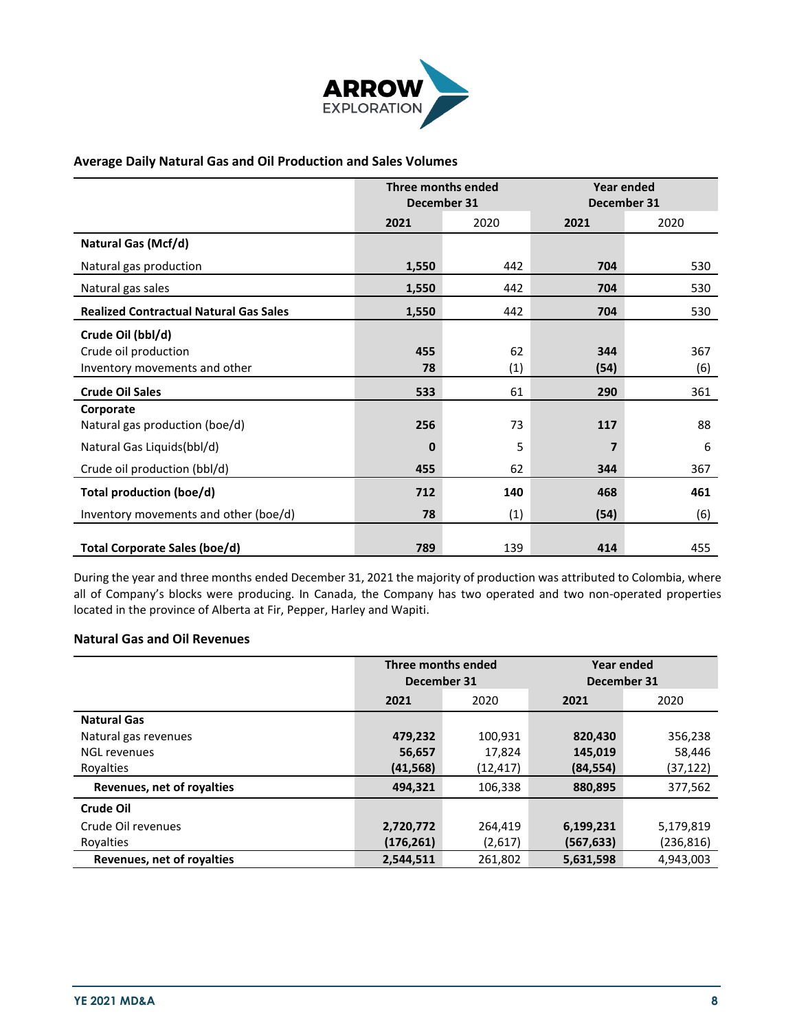### Average Daily Natural Gas and Oil Production and Sales Volumes

| | Three months ended December 31 | | Year ended December 31 | |
|---|---|---|---|---|
| | **2021** | 2020 | **2021** | 2020 |
| **Natural Gas (Mcf/d)** | | | | |
| Natural gas production | **1,550** | 442 | **704** | 530 |
| Natural gas sales | **1,550** | 442 | **704** | 530 |
| **Realized Contractual Natural Gas Sales** | **1,550** | 442 | **704** | 530 |
| **Crude Oil (bbl/d)** | | | | |
| Crude oil production | **455** | 62 | **344** | 367 |
| Inventory movements and other | **78** | (1) | **(54)** | (6) |
| **Crude Oil Sales** | **533** | 61 | **290** | 361 |
| **Corporate** | | | | |
| Natural gas production (boe/d) | **256** | 73 | **117** | 88 |
| Natural Gas Liquids(bbl/d) | **0** | 5 | **7** | 6 |
| Crude oil production (bbl/d) | **455** | 62 | **344** | 367 |
| **Total production (boe/d)** | **712** | **140** | **468** | **461** |
| Inventory movements and other (boe/d) | **78** | (1) | **(54)** | (6) |
| **Total Corporate Sales (boe/d)** | **789** | 139 | **414** | 455 |

During the year and three months ended December 31, 2021 the majority of production was attributed to Colombia, where all of Company's blocks were producing. In Canada, the Company has two operated and two non-operated properties located in the province of Alberta at Fir, Pepper, Harley and Wapiti.

### Natural Gas and Oil Revenues

| | Three months ended December 31 | | Year ended December 31 | |
|---|---|---|---|---|
| | **2021** | 2020 | **2021** | 2020 |
| **Natural Gas** | | | | |
| Natural gas revenues | **479,232** | 100,931 | **820,430** | 356,238 |
| NGL revenues | **56,657** | 17,824 | **145,019** | 58,446 |
| Royalties | **(41,568)** | (12,417) | **(84,554)** | (37,122) |
| **Revenues, net of royalties** | **494,321** | 106,338 | **880,895** | 377,562 |
| **Crude Oil** | | | | |
| Crude Oil revenues | **2,720,772** | 264,419 | **6,199,231** | 5,179,819 |
| Royalties | **(176,261)** | (2,617) | **(567,633)** | (236,816) |
| **Revenues, net of royalties** | **2,544,511** | 261,802 | **5,631,598** | 4,943,003 |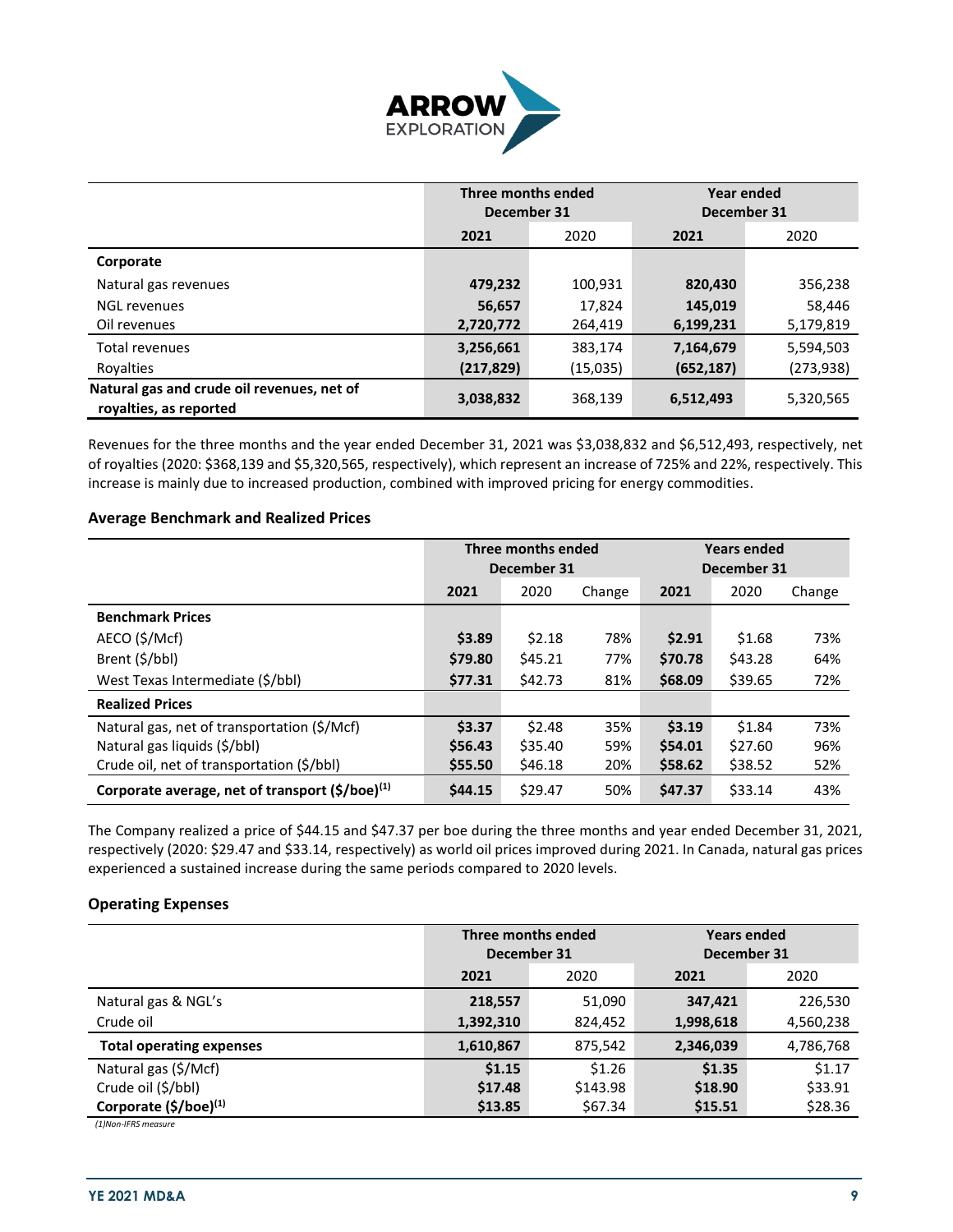| | Three months ended December 31 | | Year ended December 31 | |
|---|---|---|---|---|
| | **2021** | 2020 | **2021** | 2020 |
| **Corporate** | | | | |
| Natural gas revenues | **479,232** | 100,931 | **820,430** | 356,238 |
| NGL revenues | **56,657** | 17,824 | **145,019** | 58,446 |
| Oil revenues | **2,720,772** | 264,419 | **6,199,231** | 5,179,819 |
| Total revenues | **3,256,661** | 383,174 | **7,164,679** | 5,594,503 |
| Royalties | **(217,829)** | (15,035) | **(652,187)** | (273,938) |
| **Natural gas and crude oil revenues, net of royalties, as reported** | **3,038,832** | 368,139 | **6,512,493** | 5,320,565 |

Revenues for the three months and the year ended December 31, 2021 was $3,038,832 and $6,512,493, respectively, net of royalties (2020: $368,139 and $5,320,565, respectively), which represent an increase of 725% and 22%, respectively. This increase is mainly due to increased production, combined with improved pricing for energy commodities.

### Average Benchmark and Realized Prices

| | Three months ended December 31 | | | Years ended December 31 | | |
|---|---|---|---|---|---|---|
| | **2021** | 2020 | Change | **2021** | 2020 | Change |
| **Benchmark Prices** | | | | | | |
| AECO ($/Mcf) | **$3.89** | $2.18 | 78% | **$2.91** | $1.68 | 73% |
| Brent ($/bbl) | **$79.80** | $45.21 | 77% | **$70.78** | $43.28 | 64% |
| West Texas Intermediate ($/bbl) | **$77.31** | $42.73 | 81% | **$68.09** | $39.65 | 72% |
| **Realized Prices** | | | | | | |
| Natural gas, net of transportation ($/Mcf) | **$3.37** | $2.48 | 35% | **$3.19** | $1.84 | 73% |
| Natural gas liquids ($/bbl) | **$56.43** | $35.40 | 59% | **$54.01** | $27.60 | 96% |
| Crude oil, net of transportation ($/bbl) | **$55.50** | $46.18 | 20% | **$58.62** | $38.52 | 52% |
| **Corporate average, net of transport ($/boe)[(1)]** | **$44.15** | $29.47 | 50% | **$47.37** | $33.14 | 43% |

The Company realized a price of $44.15 and $47.37 per boe during the three months and year ended December 31, 2021, respectively (2020: $29.47 and $33.14, respectively) as world oil prices improved during 2021. In Canada, natural gas prices experienced a sustained increase during the same periods compared to 2020 levels.

### Operating Expenses

| | Three months ended December 31 | | Years ended December 31 | |
|---|---|---|---|---|
| | **2021** | 2020 | **2021** | 2020 |
| Natural gas & NGL's | **218,557** | 51,090 | **347,421** | 226,530 |
| Crude oil | **1,392,310** | 824,452 | **1,998,618** | 4,560,238 |
| **Total operating expenses** | **1,610,867** | 875,542 | **2,346,039** | 4,786,768 |
| Natural gas ($/Mcf) | **$1.15** | $1.26 | **$1.35** | $1.17 |
| Crude oil ($/bbl) | **$17.48** | $143.98 | **$18.90** | $33.91 |
| **Corporate ($/boe)[(1)]** | **$13.85** | $67.34 | **$15.51** | $28.36 |

*(1)Non-IFRS measure*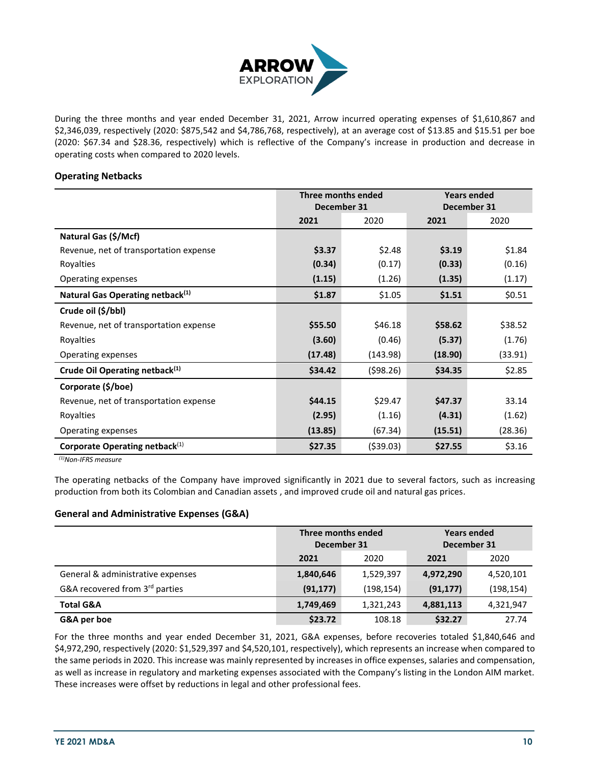During the three months and year ended December 31, 2021, Arrow incurred operating expenses of $1,610,867 and $2,346,039, respectively (2020: $875,542 and $4,786,768, respectively), at an average cost of $13.85 and $15.51 per boe (2020: $67.34 and $28.36, respectively) which is reflective of the Company's increase in production and decrease in operating costs when compared to 2020 levels.

### Operating Netbacks

| | Three months ended December 31 | | Years ended December 31 | |
|---|---|---|---|---|
| | **2021** | 2020 | **2021** | 2020 |
| **Natural Gas ($/Mcf)** | | | | |
| Revenue, net of transportation expense | **$3.37** | $2.48 | **$3.19** | $1.84 |
| Royalties | **(0.34)** | (0.17) | **(0.33)** | (0.16) |
| Operating expenses | **(1.15)** | (1.26) | **(1.35)** | (1.17) |
| **Natural Gas Operating netback[(1)]** | **$1.87** | $1.05 | **$1.51** | $0.51 |
| **Crude oil ($/bbl)** | | | | |
| Revenue, net of transportation expense | **$55.50** | $46.18 | **$58.62** | $38.52 |
| Royalties | **(3.60)** | (0.46) | **(5.37)** | (1.76) |
| Operating expenses | **(17.48)** | (143.98) | **(18.90)** | (33.91) |
| **Crude Oil Operating netback[(1)]** | **$34.42** | ($98.26) | **$34.35** | $2.85 |
| **Corporate ($/boe)** | | | | |
| Revenue, net of transportation expense | **$44.15** | $29.47 | **$47.37** | 33.14 |
| Royalties | **(2.95)** | (1.16) | **(4.31)** | (1.62) |
| Operating expenses | **(13.85)** | (67.34) | **(15.51)** | (28.36) |
| **Corporate Operating netback[(1)]** | **$27.35** | ($39.03) | **$27.55** | $3.16 |

*[(1)]Non-IFRS measure*

The operating netbacks of the Company have improved significantly in 2021 due to several factors, such as increasing production from both its Colombian and Canadian assets , and improved crude oil and natural gas prices.

### General and Administrative Expenses (G&A)

| | Three months ended December 31 | | Years ended December 31 | |
|---|---|---|---|---|
| | **2021** | 2020 | **2021** | 2020 |
| General & administrative expenses | **1,840,646** | 1,529,397 | **4,972,290** | 4,520,101 |
| G&A recovered from 3rd parties | **(91,177)** | (198,154) | **(91,177)** | (198,154) |
| **Total G&A** | **1,749,469** | 1,321,243 | **4,881,113** | 4,321,947 |
| **G&A per boe** | **$23.72** | 108.18 | **$32.27** | 27.74 |

For the three months and year ended December 31, 2021, G&A expenses, before recoveries totaled $1,840,646 and $4,972,290, respectively (2020: $1,529,397 and $4,520,101, respectively), which represents an increase when compared to the same periods in 2020. This increase was mainly represented by increases in office expenses, salaries and compensation, as well as increase in regulatory and marketing expenses associated with the Company's listing in the London AIM market. These increases were offset by reductions in legal and other professional fees.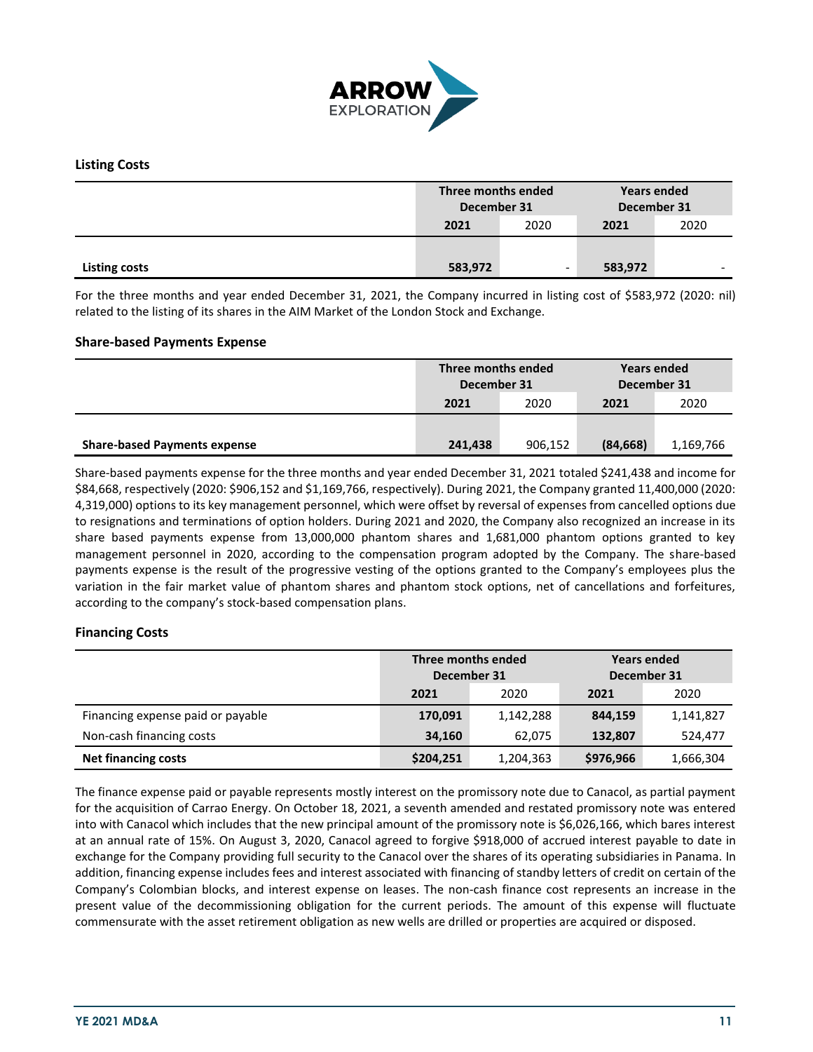### Listing Costs

| | Three months ended December 31 | | Years ended December 31 | |
|---|---|---|---|---|
| | **2021** | 2020 | **2021** | 2020 |
| **Listing costs** | **583,972** | - | **583,972** | - |

For the three months and year ended December 31, 2021, the Company incurred in listing cost of $583,972 (2020: nil) related to the listing of its shares in the AIM Market of the London Stock and Exchange.

### Share-based Payments Expense

| | Three months ended December 31 | | Years ended December 31 | |
|---|---|---|---|---|
| | **2021** | 2020 | **2021** | 2020 |
| **Share-based Payments expense** | **241,438** | 906,152 | **(84,668)** | 1,169,766 |

Share-based payments expense for the three months and year ended December 31, 2021 totaled $241,438 and income for $84,668, respectively (2020: $906,152 and $1,169,766, respectively). During 2021, the Company granted 11,400,000 (2020: 4,319,000) options to its key management personnel, which were offset by reversal of expenses from cancelled options due to resignations and terminations of option holders. During 2021 and 2020, the Company also recognized an increase in its share based payments expense from 13,000,000 phantom shares and 1,681,000 phantom options granted to key management personnel in 2020, according to the compensation program adopted by the Company. The share-based payments expense is the result of the progressive vesting of the options granted to the Company's employees plus the variation in the fair market value of phantom shares and phantom stock options, net of cancellations and forfeitures, according to the company's stock-based compensation plans.

### Financing Costs

| | Three months ended December 31 | | Years ended December 31 | |
|---|---|---|---|---|
| | **2021** | 2020 | **2021** | 2020 |
| Financing expense paid or payable | **170,091** | 1,142,288 | **844,159** | 1,141,827 |
| Non-cash financing costs | **34,160** | 62,075 | **132,807** | 524,477 |
| **Net financing costs** | **$204,251** | 1,204,363 | **$976,966** | 1,666,304 |

The finance expense paid or payable represents mostly interest on the promissory note due to Canacol, as partial payment for the acquisition of Carrao Energy. On October 18, 2021, a seventh amended and restated promissory note was entered into with Canacol which includes that the new principal amount of the promissory note is $6,026,166, which bares interest at an annual rate of 15%. On August 3, 2020, Canacol agreed to forgive $918,000 of accrued interest payable to date in exchange for the Company providing full security to the Canacol over the shares of its operating subsidiaries in Panama. In addition, financing expense includes fees and interest associated with financing of standby letters of credit on certain of the Company's Colombian blocks, and interest expense on leases. The non-cash finance cost represents an increase in the present value of the decommissioning obligation for the current periods. The amount of this expense will fluctuate commensurate with the asset retirement obligation as new wells are drilled or properties are acquired or disposed.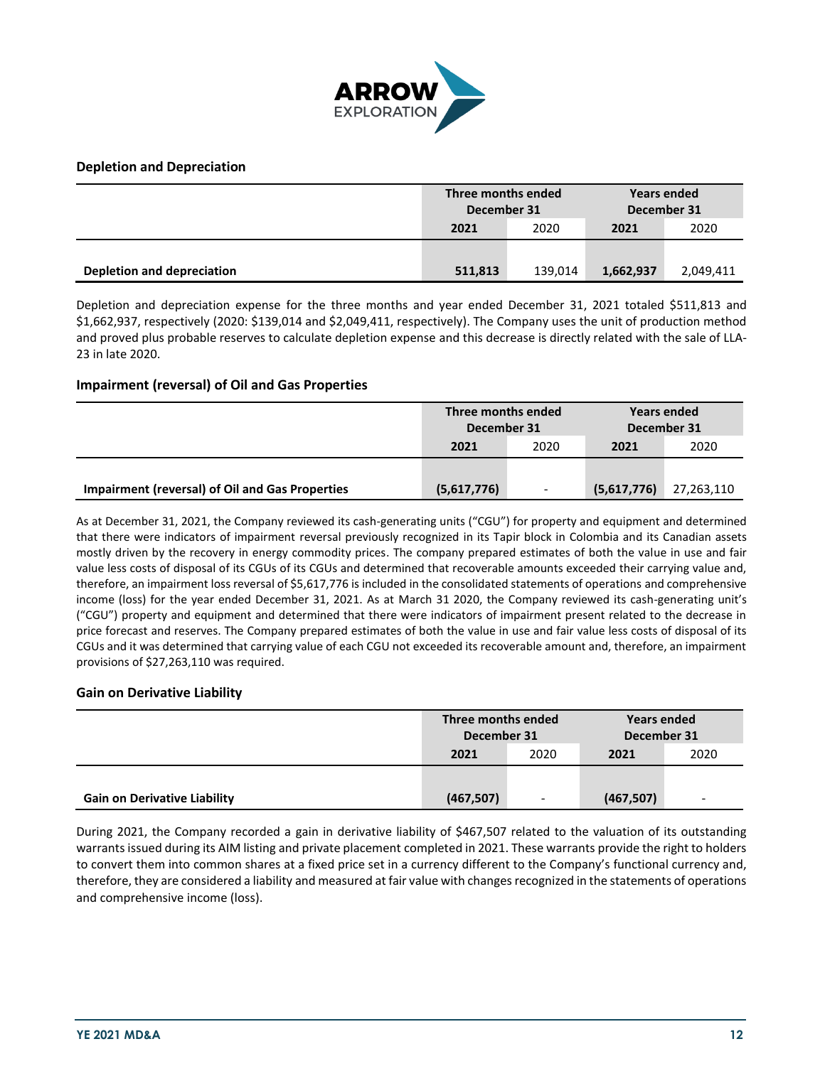### Depletion and Depreciation

| | Three months ended December 31 | | Years ended December 31 | |
|---|---|---|---|---|
| | **2021** | 2020 | **2021** | 2020 |
| **Depletion and depreciation** | **511,813** | 139,014 | **1,662,937** | 2,049,411 |

Depletion and depreciation expense for the three months and year ended December 31, 2021 totaled $511,813 and $1,662,937, respectively (2020: $139,014 and $2,049,411, respectively). The Company uses the unit of production method and proved plus probable reserves to calculate depletion expense and this decrease is directly related with the sale of LLA-23 in late 2020.

### Impairment (reversal) of Oil and Gas Properties

| | Three months ended December 31 | | Years ended December 31 | |
|---|---|---|---|---|
| | **2021** | 2020 | **2021** | 2020 |
| **Impairment (reversal) of Oil and Gas Properties** | **(5,617,776)** | - | **(5,617,776)** | 27,263,110 |

As at December 31, 2021, the Company reviewed its cash-generating units ("CGU") for property and equipment and determined that there were indicators of impairment reversal previously recognized in its Tapir block in Colombia and its Canadian assets mostly driven by the recovery in energy commodity prices. The company prepared estimates of both the value in use and fair value less costs of disposal of its CGUs of its CGUs and determined that recoverable amounts exceeded their carrying value and, therefore, an impairment loss reversal of $5,617,776 is included in the consolidated statements of operations and comprehensive income (loss) for the year ended December 31, 2021. As at March 31 2020, the Company reviewed its cash-generating unit's ("CGU") property and equipment and determined that there were indicators of impairment present related to the decrease in price forecast and reserves. The Company prepared estimates of both the value in use and fair value less costs of disposal of its CGUs and it was determined that carrying value of each CGU not exceeded its recoverable amount and, therefore, an impairment provisions of $27,263,110 was required.

### Gain on Derivative Liability

| | Three months ended December 31 | | Years ended December 31 | |
|---|---|---|---|---|
| | **2021** | 2020 | **2021** | 2020 |
| **Gain on Derivative Liability** | **(467,507)** | - | **(467,507)** | - |

During 2021, the Company recorded a gain in derivative liability of $467,507 related to the valuation of its outstanding warrants issued during its AIM listing and private placement completed in 2021. These warrants provide the right to holders to convert them into common shares at a fixed price set in a currency different to the Company's functional currency and, therefore, they are considered a liability and measured at fair value with changes recognized in the statements of operations and comprehensive income (loss).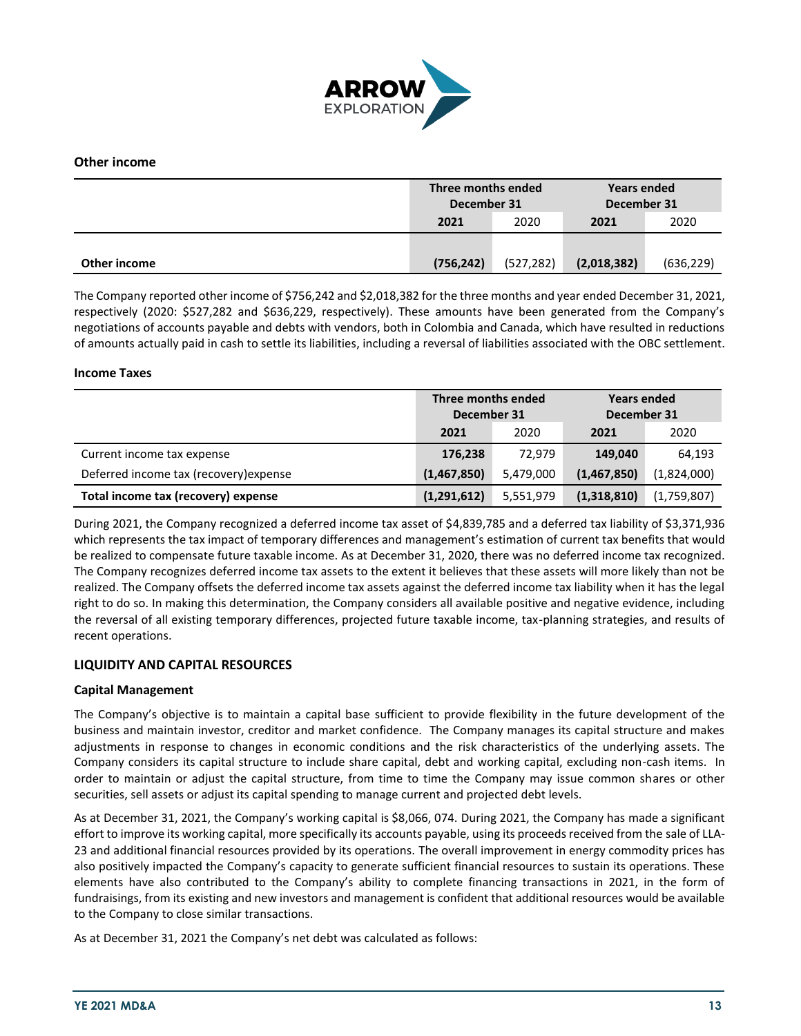## Other income

| | Three months ended December 31 | | Years ended December 31 | |
|---|---|---|---|---|
| | **2021** | 2020 | **2021** | 2020 |
| **Other income** | **(756,242)** | (527,282) | **(2,018,382)** | (636,229) |

The Company reported other income of $756,242 and $2,018,382 for the three months and year ended December 31, 2021, respectively (2020: $527,282 and $636,229, respectively). These amounts have been generated from the Company's negotiations of accounts payable and debts with vendors, both in Colombia and Canada, which have resulted in reductions of amounts actually paid in cash to settle its liabilities, including a reversal of liabilities associated with the OBC settlement.

## Income Taxes

| | Three months ended December 31 | | Years ended December 31 | |
|---|---|---|---|---|
| | **2021** | 2020 | **2021** | 2020 |
| Current income tax expense | **176,238** | 72,979 | **149,040** | 64,193 |
| Deferred income tax (recovery)expense | **(1,467,850)** | 5,479,000 | **(1,467,850)** | (1,824,000) |
| **Total income tax (recovery) expense** | **(1,291,612)** | 5,551,979 | **(1,318,810)** | (1,759,807) |

During 2021, the Company recognized a deferred income tax asset of $4,839,785 and a deferred tax liability of $3,371,936 which represents the tax impact of temporary differences and management's estimation of current tax benefits that would be realized to compensate future taxable income. As at December 31, 2020, there was no deferred income tax recognized. The Company recognizes deferred income tax assets to the extent it believes that these assets will more likely than not be realized. The Company offsets the deferred income tax assets against the deferred income tax liability when it has the legal right to do so. In making this determination, the Company considers all available positive and negative evidence, including the reversal of all existing temporary differences, projected future taxable income, tax-planning strategies, and results of recent operations.

# LIQUIDITY AND CAPITAL RESOURCES

## Capital Management

The Company's objective is to maintain a capital base sufficient to provide flexibility in the future development of the business and maintain investor, creditor and market confidence. The Company manages its capital structure and makes adjustments in response to changes in economic conditions and the risk characteristics of the underlying assets. The Company considers its capital structure to include share capital, debt and working capital, excluding non-cash items. In order to maintain or adjust the capital structure, from time to time the Company may issue common shares or other securities, sell assets or adjust its capital spending to manage current and projected debt levels.

As at December 31, 2021, the Company's working capital is $8,066, 074. During 2021, the Company has made a significant effort to improve its working capital, more specifically its accounts payable, using its proceeds received from the sale of LLA-23 and additional financial resources provided by its operations. The overall improvement in energy commodity prices has also positively impacted the Company's capacity to generate sufficient financial resources to sustain its operations. These elements have also contributed to the Company's ability to complete financing transactions in 2021, in the form of fundraisings, from its existing and new investors and management is confident that additional resources would be available to the Company to close similar transactions.

As at December 31, 2021 the Company's net debt was calculated as follows: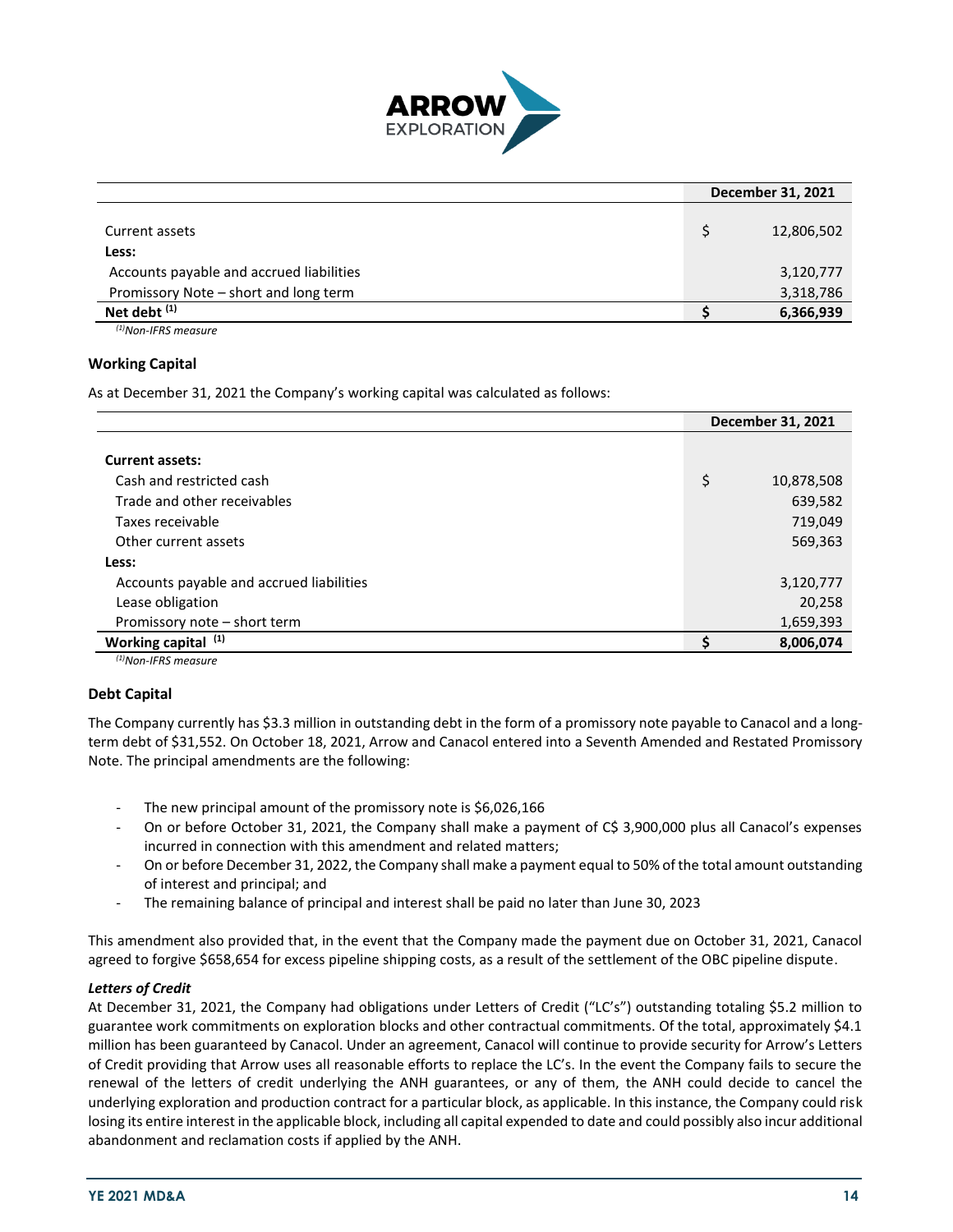| | December 31, 2021 |
|---|---|
| Current assets | $ 12,806,502 |
| **Less:** | |
| Accounts payable and accrued liabilities | 3,120,777 |
| Promissory Note – short and long term | 3,318,786 |
| **Net debt [(1)]** | **$ 6,366,939** |

*[(1)]Non-IFRS measure*

### Working Capital

As at December 31, 2021 the Company's working capital was calculated as follows:

| | December 31, 2021 |
|---|---|
| **Current assets:** | |
| Cash and restricted cash | $ 10,878,508 |
| Trade and other receivables | 639,582 |
| Taxes receivable | 719,049 |
| Other current assets | 569,363 |
| **Less:** | |
| Accounts payable and accrued liabilities | 3,120,777 |
| Lease obligation | 20,258 |
| Promissory note – short term | 1,659,393 |
| **Working capital [(1)]** | **$ 8,006,074** |

*[(1)]Non-IFRS measure*

### Debt Capital

The Company currently has $3.3 million in outstanding debt in the form of a promissory note payable to Canacol and a long-term debt of $31,552. On October 18, 2021, Arrow and Canacol entered into a Seventh Amended and Restated Promissory Note. The principal amendments are the following:

- The new principal amount of the promissory note is $6,026,166
- On or before October 31, 2021, the Company shall make a payment of C$ 3,900,000 plus all Canacol's expenses incurred in connection with this amendment and related matters;
- On or before December 31, 2022, the Company shall make a payment equal to 50% of the total amount outstanding of interest and principal; and
- The remaining balance of principal and interest shall be paid no later than June 30, 2023

This amendment also provided that, in the event that the Company made the payment due on October 31, 2021, Canacol agreed to forgive $658,654 for excess pipeline shipping costs, as a result of the settlement of the OBC pipeline dispute.

***Letters of Credit***

At December 31, 2021, the Company had obligations under Letters of Credit ("LC's") outstanding totaling $5.2 million to guarantee work commitments on exploration blocks and other contractual commitments. Of the total, approximately $4.1 million has been guaranteed by Canacol. Under an agreement, Canacol will continue to provide security for Arrow's Letters of Credit providing that Arrow uses all reasonable efforts to replace the LC's. In the event the Company fails to secure the renewal of the letters of credit underlying the ANH guarantees, or any of them, the ANH could decide to cancel the underlying exploration and production contract for a particular block, as applicable. In this instance, the Company could risk losing its entire interest in the applicable block, including all capital expended to date and could possibly also incur additional abandonment and reclamation costs if applied by the ANH.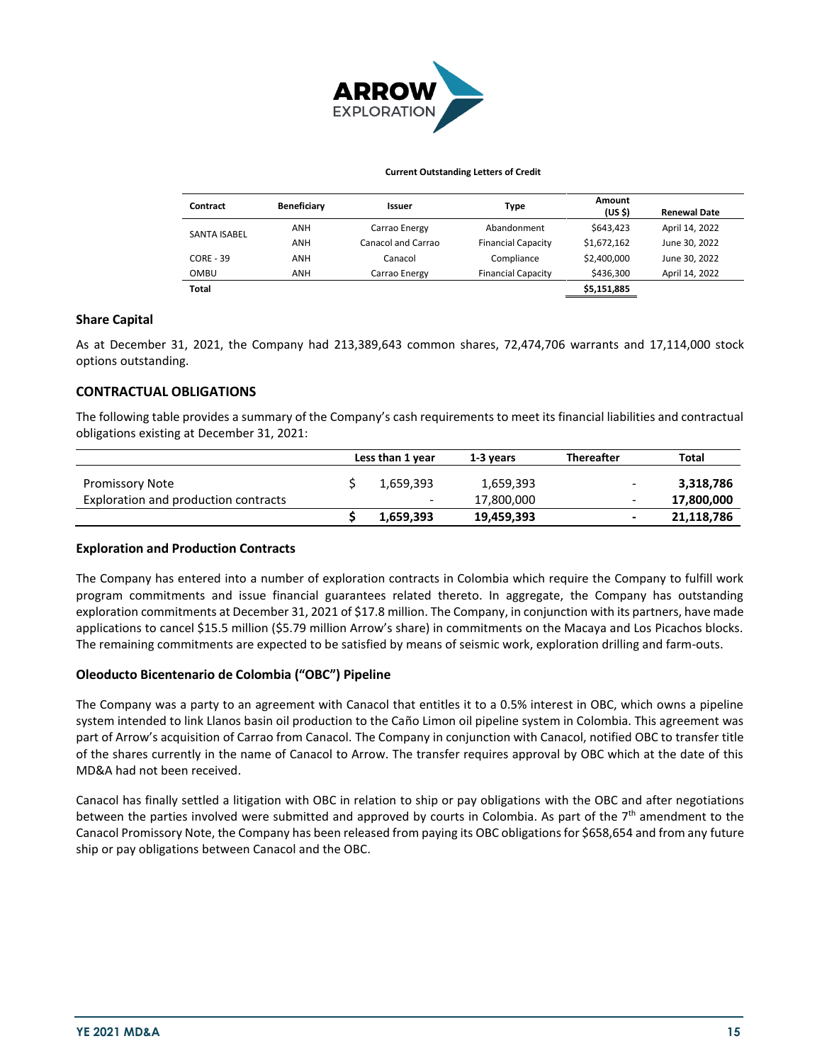**Current Outstanding Letters of Credit**

| Contract | Beneficiary | Issuer | Type | Amount (US $) | Renewal Date |
|---|---|---|---|---|---|
| SANTA ISABEL | ANH | Carrao Energy | Abandonment | $643,423 | April 14, 2022 |
| | ANH | Canacol and Carrao | Financial Capacity | $1,672,162 | June 30, 2022 |
| CORE - 39 | ANH | Canacol | Compliance | $2,400,000 | June 30, 2022 |
| OMBU | ANH | Carrao Energy | Financial Capacity | $436,300 | April 14, 2022 |
| **Total** | | | | **$5,151,885** | |

### Share Capital

As at December 31, 2021, the Company had 213,389,643 common shares, 72,474,706 warrants and 17,114,000 stock options outstanding.

## CONTRACTUAL OBLIGATIONS

The following table provides a summary of the Company's cash requirements to meet its financial liabilities and contractual obligations existing at December 31, 2021:

| | Less than 1 year | 1-3 years | Thereafter | Total |
|---|---|---|---|---|
| Promissory Note | $ 1,659,393 | 1,659,393 | - | **3,318,786** |
| Exploration and production contracts | - | 17,800,000 | - | **17,800,000** |
| | **$ 1,659,393** | **19,459,393** | **-** | **21,118,786** |

### Exploration and Production Contracts

The Company has entered into a number of exploration contracts in Colombia which require the Company to fulfill work program commitments and issue financial guarantees related thereto. In aggregate, the Company has outstanding exploration commitments at December 31, 2021 of $17.8 million. The Company, in conjunction with its partners, have made applications to cancel $15.5 million ($5.79 million Arrow's share) in commitments on the Macaya and Los Picachos blocks. The remaining commitments are expected to be satisfied by means of seismic work, exploration drilling and farm-outs.

### Oleoducto Bicentenario de Colombia ("OBC") Pipeline

The Company was a party to an agreement with Canacol that entitles it to a 0.5% interest in OBC, which owns a pipeline system intended to link Llanos basin oil production to the Caño Limon oil pipeline system in Colombia. This agreement was part of Arrow's acquisition of Carrao from Canacol. The Company in conjunction with Canacol, notified OBC to transfer title of the shares currently in the name of Canacol to Arrow. The transfer requires approval by OBC which at the date of this MD&A had not been received.

Canacol has finally settled a litigation with OBC in relation to ship or pay obligations with the OBC and after negotiations between the parties involved were submitted and approved by courts in Colombia. As part of the 7th amendment to the Canacol Promissory Note, the Company has been released from paying its OBC obligations for $658,654 and from any future ship or pay obligations between Canacol and the OBC.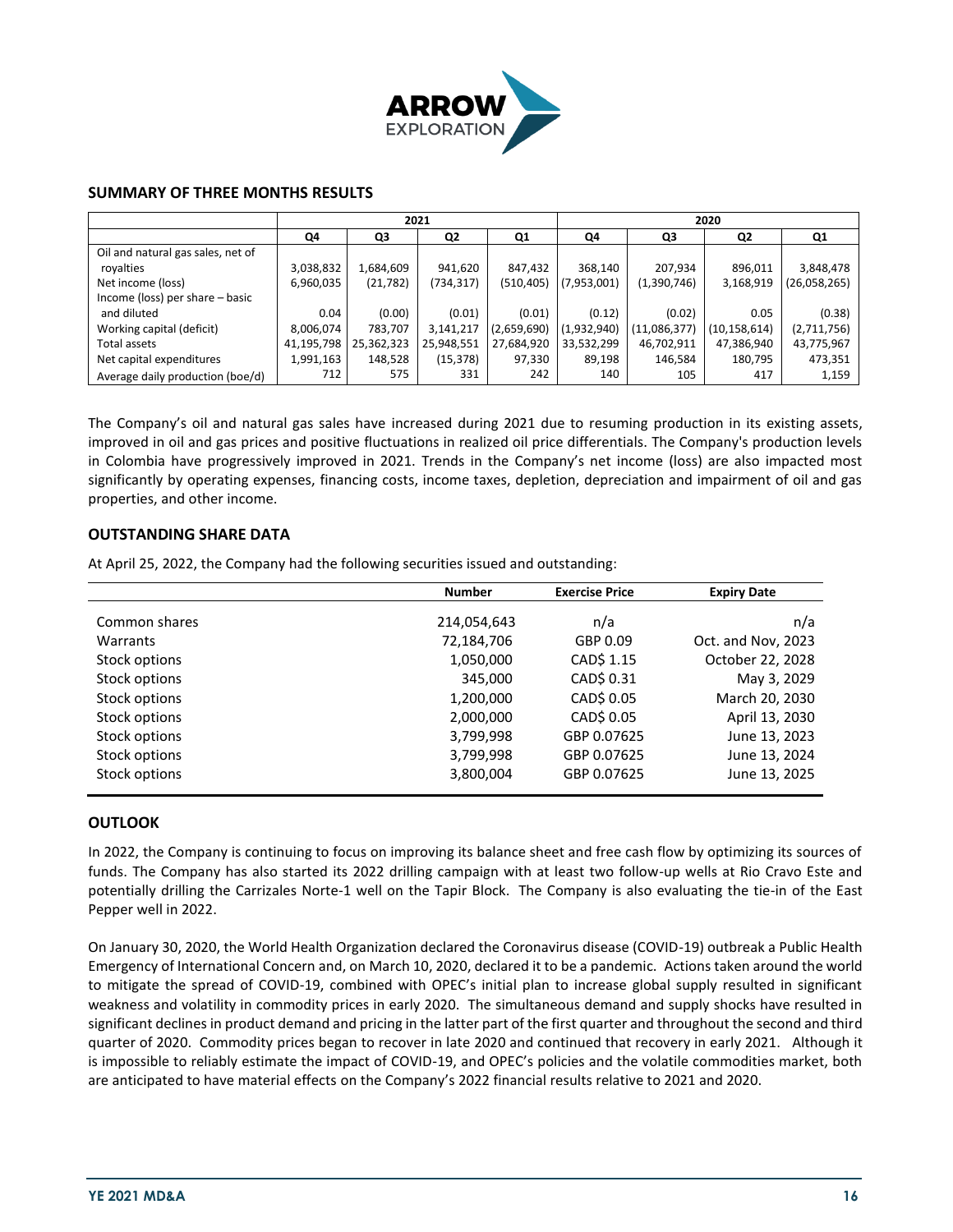## SUMMARY OF THREE MONTHS RESULTS

| | 2021 | | | | 2020 | | | |
|---|---|---|---|---|---|---|---|---|
| | Q4 | Q3 | Q2 | Q1 | Q4 | Q3 | Q2 | Q1 |
| Oil and natural gas sales, net of royalties | 3,038,832 | 1,684,609 | 941,620 | 847,432 | 368,140 | 207,934 | 896,011 | 3,848,478 |
| Net income (loss) | 6,960,035 | (21,782) | (734,317) | (510,405) | (7,953,001) | (1,390,746) | 3,168,919 | (26,058,265) |
| Income (loss) per share – basic and diluted | 0.04 | (0.00) | (0.01) | (0.01) | (0.12) | (0.02) | 0.05 | (0.38) |
| Working capital (deficit) | 8,006,074 | 783,707 | 3,141,217 | (2,659,690) | (1,932,940) | (11,086,377) | (10,158,614) | (2,711,756) |
| Total assets | 41,195,798 | 25,362,323 | 25,948,551 | 27,684,920 | 33,532,299 | 46,702,911 | 47,386,940 | 43,775,967 |
| Net capital expenditures | 1,991,163 | 148,528 | (15,378) | 97,330 | 89,198 | 146,584 | 180,795 | 473,351 |
| Average daily production (boe/d) | 712 | 575 | 331 | 242 | 140 | 105 | 417 | 1,159 |

The Company's oil and natural gas sales have increased during 2021 due to resuming production in its existing assets, improved in oil and gas prices and positive fluctuations in realized oil price differentials. The Company's production levels in Colombia have progressively improved in 2021. Trends in the Company's net income (loss) are also impacted most significantly by operating expenses, financing costs, income taxes, depletion, depreciation and impairment of oil and gas properties, and other income.

## OUTSTANDING SHARE DATA

At April 25, 2022, the Company had the following securities issued and outstanding:

| | Number | Exercise Price | Expiry Date |
|---|---|---|---|
| Common shares | 214,054,643 | n/a | n/a |
| Warrants | 72,184,706 | GBP 0.09 | Oct. and Nov, 2023 |
| Stock options | 1,050,000 | CAD$ 1.15 | October 22, 2028 |
| Stock options | 345,000 | CAD$ 0.31 | May 3, 2029 |
| Stock options | 1,200,000 | CAD$ 0.05 | March 20, 2030 |
| Stock options | 2,000,000 | CAD$ 0.05 | April 13, 2030 |
| Stock options | 3,799,998 | GBP 0.07625 | June 13, 2023 |
| Stock options | 3,799,998 | GBP 0.07625 | June 13, 2024 |
| Stock options | 3,800,004 | GBP 0.07625 | June 13, 2025 |

## OUTLOOK

In 2022, the Company is continuing to focus on improving its balance sheet and free cash flow by optimizing its sources of funds. The Company has also started its 2022 drilling campaign with at least two follow-up wells at Rio Cravo Este and potentially drilling the Carrizales Norte-1 well on the Tapir Block. The Company is also evaluating the tie-in of the East Pepper well in 2022.

On January 30, 2020, the World Health Organization declared the Coronavirus disease (COVID-19) outbreak a Public Health Emergency of International Concern and, on March 10, 2020, declared it to be a pandemic. Actions taken around the world to mitigate the spread of COVID-19, combined with OPEC's initial plan to increase global supply resulted in significant weakness and volatility in commodity prices in early 2020. The simultaneous demand and supply shocks have resulted in significant declines in product demand and pricing in the latter part of the first quarter and throughout the second and third quarter of 2020. Commodity prices began to recover in late 2020 and continued that recovery in early 2021. Although it is impossible to reliably estimate the impact of COVID-19, and OPEC's policies and the volatile commodities market, both are anticipated to have material effects on the Company's 2022 financial results relative to 2021 and 2020.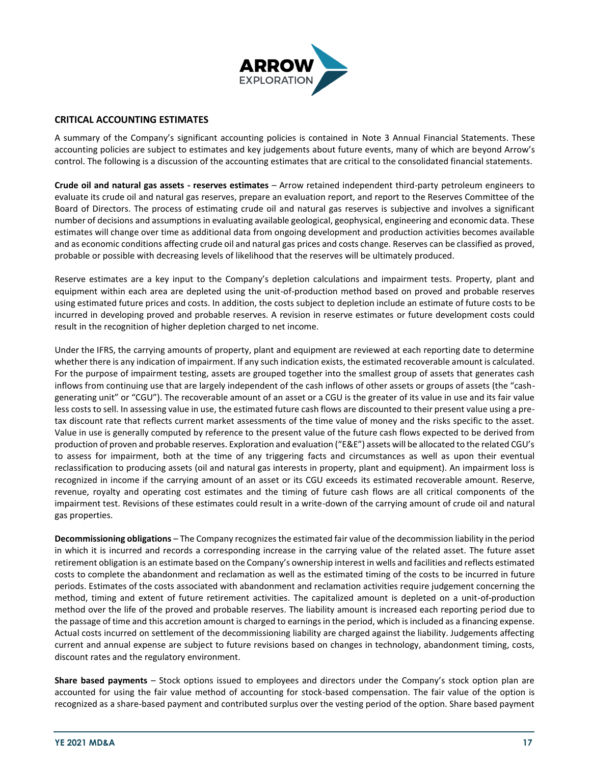## CRITICAL ACCOUNTING ESTIMATES

A summary of the Company's significant accounting policies is contained in Note 3 Annual Financial Statements. These accounting policies are subject to estimates and key judgements about future events, many of which are beyond Arrow's control. The following is a discussion of the accounting estimates that are critical to the consolidated financial statements.

**Crude oil and natural gas assets - reserves estimates** – Arrow retained independent third-party petroleum engineers to evaluate its crude oil and natural gas reserves, prepare an evaluation report, and report to the Reserves Committee of the Board of Directors. The process of estimating crude oil and natural gas reserves is subjective and involves a significant number of decisions and assumptions in evaluating available geological, geophysical, engineering and economic data. These estimates will change over time as additional data from ongoing development and production activities becomes available and as economic conditions affecting crude oil and natural gas prices and costs change. Reserves can be classified as proved, probable or possible with decreasing levels of likelihood that the reserves will be ultimately produced.

Reserve estimates are a key input to the Company's depletion calculations and impairment tests. Property, plant and equipment within each area are depleted using the unit-of-production method based on proved and probable reserves using estimated future prices and costs. In addition, the costs subject to depletion include an estimate of future costs to be incurred in developing proved and probable reserves. A revision in reserve estimates or future development costs could result in the recognition of higher depletion charged to net income.

Under the IFRS, the carrying amounts of property, plant and equipment are reviewed at each reporting date to determine whether there is any indication of impairment. If any such indication exists, the estimated recoverable amount is calculated. For the purpose of impairment testing, assets are grouped together into the smallest group of assets that generates cash inflows from continuing use that are largely independent of the cash inflows of other assets or groups of assets (the "cash-generating unit" or "CGU"). The recoverable amount of an asset or a CGU is the greater of its value in use and its fair value less costs to sell. In assessing value in use, the estimated future cash flows are discounted to their present value using a pre-tax discount rate that reflects current market assessments of the time value of money and the risks specific to the asset. Value in use is generally computed by reference to the present value of the future cash flows expected to be derived from production of proven and probable reserves. Exploration and evaluation ("E&E") assets will be allocated to the related CGU's to assess for impairment, both at the time of any triggering facts and circumstances as well as upon their eventual reclassification to producing assets (oil and natural gas interests in property, plant and equipment). An impairment loss is recognized in income if the carrying amount of an asset or its CGU exceeds its estimated recoverable amount. Reserve, revenue, royalty and operating cost estimates and the timing of future cash flows are all critical components of the impairment test. Revisions of these estimates could result in a write-down of the carrying amount of crude oil and natural gas properties.

**Decommissioning obligations** – The Company recognizes the estimated fair value of the decommission liability in the period in which it is incurred and records a corresponding increase in the carrying value of the related asset. The future asset retirement obligation is an estimate based on the Company's ownership interest in wells and facilities and reflects estimated costs to complete the abandonment and reclamation as well as the estimated timing of the costs to be incurred in future periods. Estimates of the costs associated with abandonment and reclamation activities require judgement concerning the method, timing and extent of future retirement activities. The capitalized amount is depleted on a unit-of-production method over the life of the proved and probable reserves. The liability amount is increased each reporting period due to the passage of time and this accretion amount is charged to earnings in the period, which is included as a financing expense. Actual costs incurred on settlement of the decommissioning liability are charged against the liability. Judgements affecting current and annual expense are subject to future revisions based on changes in technology, abandonment timing, costs, discount rates and the regulatory environment.

**Share based payments** – Stock options issued to employees and directors under the Company's stock option plan are accounted for using the fair value method of accounting for stock-based compensation. The fair value of the option is recognized as a share-based payment and contributed surplus over the vesting period of the option. Share based payment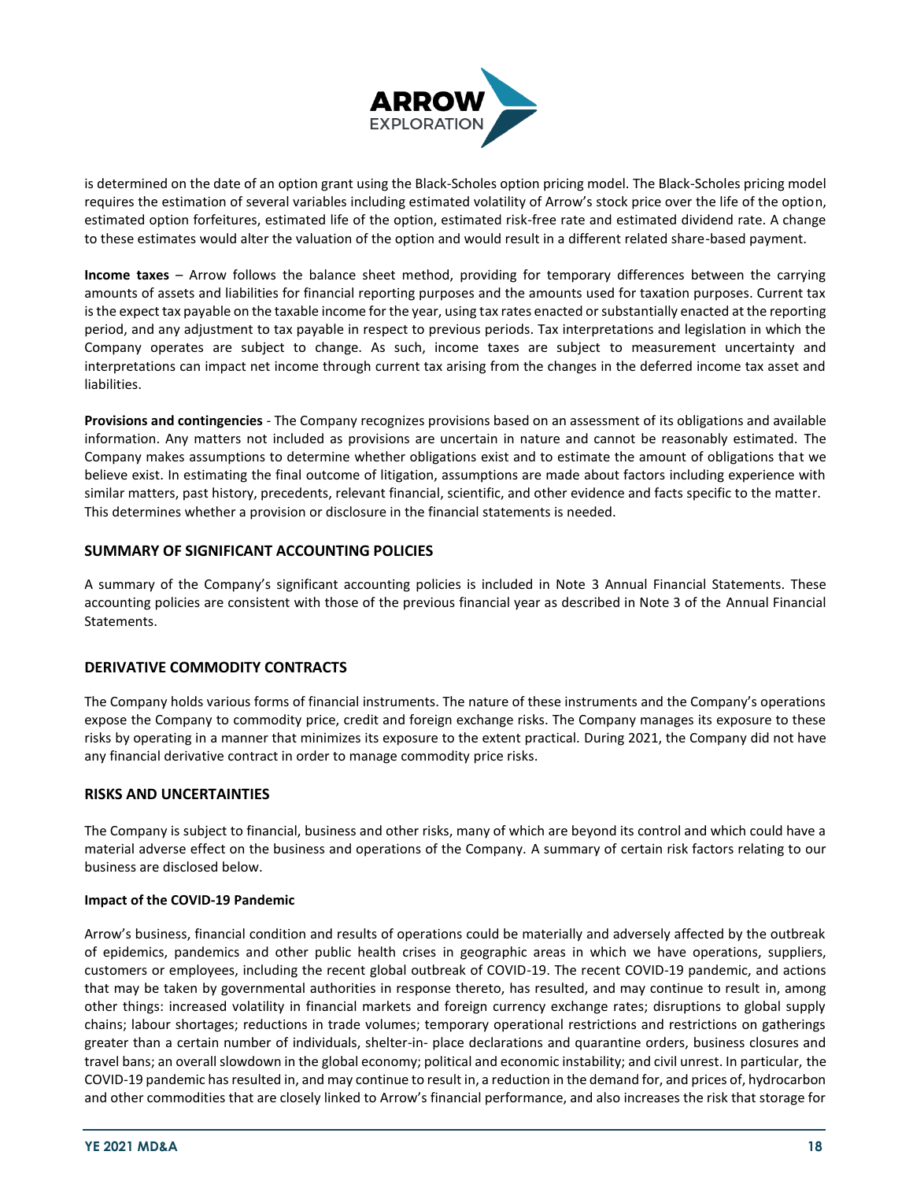is determined on the date of an option grant using the Black-Scholes option pricing model. The Black-Scholes pricing model requires the estimation of several variables including estimated volatility of Arrow's stock price over the life of the option, estimated option forfeitures, estimated life of the option, estimated risk-free rate and estimated dividend rate. A change to these estimates would alter the valuation of the option and would result in a different related share-based payment.

**Income taxes** – Arrow follows the balance sheet method, providing for temporary differences between the carrying amounts of assets and liabilities for financial reporting purposes and the amounts used for taxation purposes. Current tax is the expect tax payable on the taxable income for the year, using tax rates enacted or substantially enacted at the reporting period, and any adjustment to tax payable in respect to previous periods. Tax interpretations and legislation in which the Company operates are subject to change. As such, income taxes are subject to measurement uncertainty and interpretations can impact net income through current tax arising from the changes in the deferred income tax asset and liabilities.

**Provisions and contingencies** - The Company recognizes provisions based on an assessment of its obligations and available information. Any matters not included as provisions are uncertain in nature and cannot be reasonably estimated. The Company makes assumptions to determine whether obligations exist and to estimate the amount of obligations that we believe exist. In estimating the final outcome of litigation, assumptions are made about factors including experience with similar matters, past history, precedents, relevant financial, scientific, and other evidence and facts specific to the matter. This determines whether a provision or disclosure in the financial statements is needed.

## SUMMARY OF SIGNIFICANT ACCOUNTING POLICIES

A summary of the Company's significant accounting policies is included in Note 3 Annual Financial Statements. These accounting policies are consistent with those of the previous financial year as described in Note 3 of the Annual Financial Statements.

## DERIVATIVE COMMODITY CONTRACTS

The Company holds various forms of financial instruments. The nature of these instruments and the Company's operations expose the Company to commodity price, credit and foreign exchange risks. The Company manages its exposure to these risks by operating in a manner that minimizes its exposure to the extent practical. During 2021, the Company did not have any financial derivative contract in order to manage commodity price risks.

## RISKS AND UNCERTAINTIES

The Company is subject to financial, business and other risks, many of which are beyond its control and which could have a material adverse effect on the business and operations of the Company. A summary of certain risk factors relating to our business are disclosed below.

**Impact of the COVID-19 Pandemic**

Arrow's business, financial condition and results of operations could be materially and adversely affected by the outbreak of epidemics, pandemics and other public health crises in geographic areas in which we have operations, suppliers, customers or employees, including the recent global outbreak of COVID-19. The recent COVID-19 pandemic, and actions that may be taken by governmental authorities in response thereto, has resulted, and may continue to result in, among other things: increased volatility in financial markets and foreign currency exchange rates; disruptions to global supply chains; labour shortages; reductions in trade volumes; temporary operational restrictions and restrictions on gatherings greater than a certain number of individuals, shelter-in- place declarations and quarantine orders, business closures and travel bans; an overall slowdown in the global economy; political and economic instability; and civil unrest. In particular, the COVID-19 pandemic has resulted in, and may continue to result in, a reduction in the demand for, and prices of, hydrocarbon and other commodities that are closely linked to Arrow's financial performance, and also increases the risk that storage for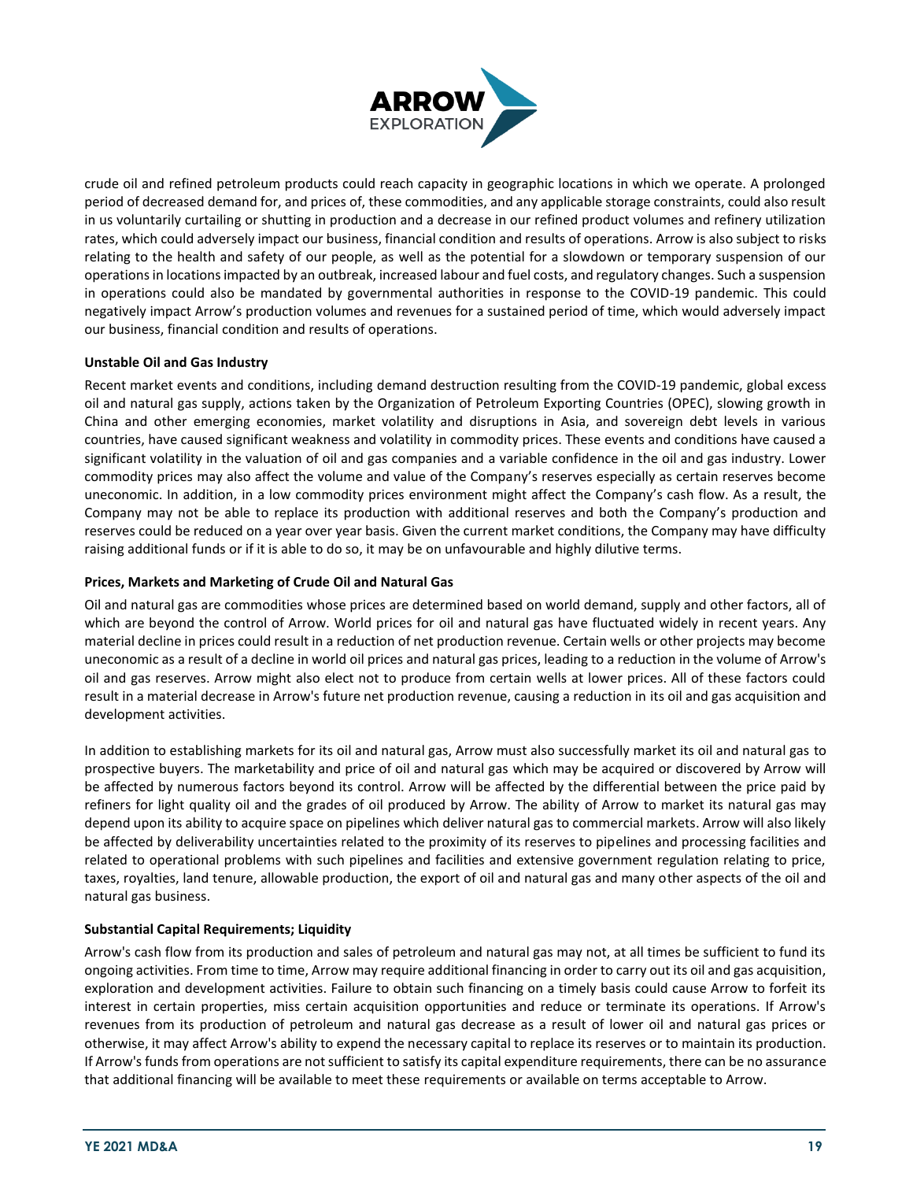crude oil and refined petroleum products could reach capacity in geographic locations in which we operate. A prolonged period of decreased demand for, and prices of, these commodities, and any applicable storage constraints, could also result in us voluntarily curtailing or shutting in production and a decrease in our refined product volumes and refinery utilization rates, which could adversely impact our business, financial condition and results of operations. Arrow is also subject to risks relating to the health and safety of our people, as well as the potential for a slowdown or temporary suspension of our operations in locations impacted by an outbreak, increased labour and fuel costs, and regulatory changes. Such a suspension in operations could also be mandated by governmental authorities in response to the COVID-19 pandemic. This could negatively impact Arrow's production volumes and revenues for a sustained period of time, which would adversely impact our business, financial condition and results of operations.

**Unstable Oil and Gas Industry**

Recent market events and conditions, including demand destruction resulting from the COVID-19 pandemic, global excess oil and natural gas supply, actions taken by the Organization of Petroleum Exporting Countries (OPEC), slowing growth in China and other emerging economies, market volatility and disruptions in Asia, and sovereign debt levels in various countries, have caused significant weakness and volatility in commodity prices. These events and conditions have caused a significant volatility in the valuation of oil and gas companies and a variable confidence in the oil and gas industry. Lower commodity prices may also affect the volume and value of the Company's reserves especially as certain reserves become uneconomic. In addition, in a low commodity prices environment might affect the Company's cash flow. As a result, the Company may not be able to replace its production with additional reserves and both the Company's production and reserves could be reduced on a year over year basis. Given the current market conditions, the Company may have difficulty raising additional funds or if it is able to do so, it may be on unfavourable and highly dilutive terms.

**Prices, Markets and Marketing of Crude Oil and Natural Gas**

Oil and natural gas are commodities whose prices are determined based on world demand, supply and other factors, all of which are beyond the control of Arrow. World prices for oil and natural gas have fluctuated widely in recent years. Any material decline in prices could result in a reduction of net production revenue. Certain wells or other projects may become uneconomic as a result of a decline in world oil prices and natural gas prices, leading to a reduction in the volume of Arrow's oil and gas reserves. Arrow might also elect not to produce from certain wells at lower prices. All of these factors could result in a material decrease in Arrow's future net production revenue, causing a reduction in its oil and gas acquisition and development activities.

In addition to establishing markets for its oil and natural gas, Arrow must also successfully market its oil and natural gas to prospective buyers. The marketability and price of oil and natural gas which may be acquired or discovered by Arrow will be affected by numerous factors beyond its control. Arrow will be affected by the differential between the price paid by refiners for light quality oil and the grades of oil produced by Arrow. The ability of Arrow to market its natural gas may depend upon its ability to acquire space on pipelines which deliver natural gas to commercial markets. Arrow will also likely be affected by deliverability uncertainties related to the proximity of its reserves to pipelines and processing facilities and related to operational problems with such pipelines and facilities and extensive government regulation relating to price, taxes, royalties, land tenure, allowable production, the export of oil and natural gas and many other aspects of the oil and natural gas business.

**Substantial Capital Requirements; Liquidity**

Arrow's cash flow from its production and sales of petroleum and natural gas may not, at all times be sufficient to fund its ongoing activities. From time to time, Arrow may require additional financing in order to carry out its oil and gas acquisition, exploration and development activities. Failure to obtain such financing on a timely basis could cause Arrow to forfeit its interest in certain properties, miss certain acquisition opportunities and reduce or terminate its operations. If Arrow's revenues from its production of petroleum and natural gas decrease as a result of lower oil and natural gas prices or otherwise, it may affect Arrow's ability to expend the necessary capital to replace its reserves or to maintain its production. If Arrow's funds from operations are not sufficient to satisfy its capital expenditure requirements, there can be no assurance that additional financing will be available to meet these requirements or available on terms acceptable to Arrow.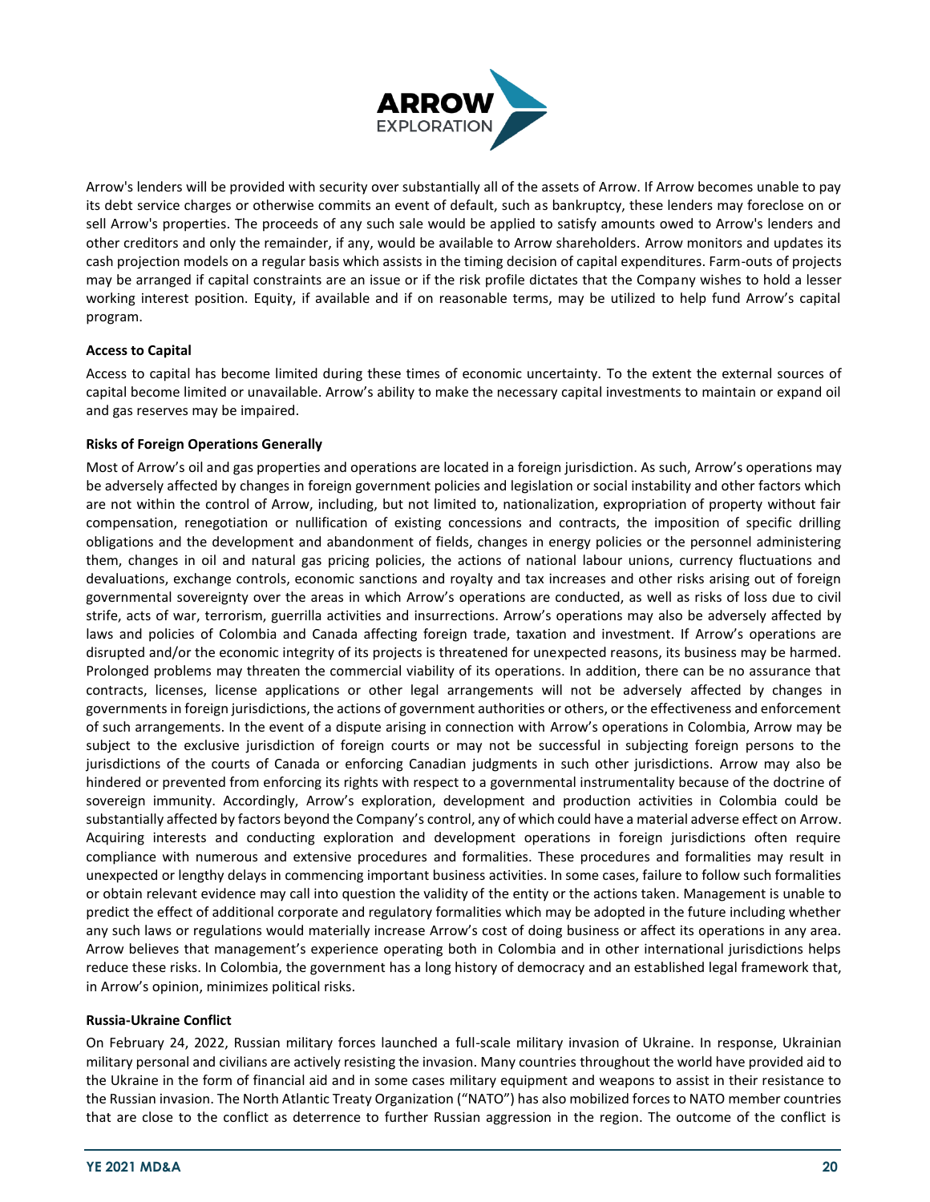Arrow's lenders will be provided with security over substantially all of the assets of Arrow. If Arrow becomes unable to pay its debt service charges or otherwise commits an event of default, such as bankruptcy, these lenders may foreclose on or sell Arrow's properties. The proceeds of any such sale would be applied to satisfy amounts owed to Arrow's lenders and other creditors and only the remainder, if any, would be available to Arrow shareholders. Arrow monitors and updates its cash projection models on a regular basis which assists in the timing decision of capital expenditures. Farm-outs of projects may be arranged if capital constraints are an issue or if the risk profile dictates that the Company wishes to hold a lesser working interest position. Equity, if available and if on reasonable terms, may be utilized to help fund Arrow's capital program.

**Access to Capital**

Access to capital has become limited during these times of economic uncertainty. To the extent the external sources of capital become limited or unavailable. Arrow's ability to make the necessary capital investments to maintain or expand oil and gas reserves may be impaired.

**Risks of Foreign Operations Generally**

Most of Arrow's oil and gas properties and operations are located in a foreign jurisdiction. As such, Arrow's operations may be adversely affected by changes in foreign government policies and legislation or social instability and other factors which are not within the control of Arrow, including, but not limited to, nationalization, expropriation of property without fair compensation, renegotiation or nullification of existing concessions and contracts, the imposition of specific drilling obligations and the development and abandonment of fields, changes in energy policies or the personnel administering them, changes in oil and natural gas pricing policies, the actions of national labour unions, currency fluctuations and devaluations, exchange controls, economic sanctions and royalty and tax increases and other risks arising out of foreign governmental sovereignty over the areas in which Arrow's operations are conducted, as well as risks of loss due to civil strife, acts of war, terrorism, guerrilla activities and insurrections. Arrow's operations may also be adversely affected by laws and policies of Colombia and Canada affecting foreign trade, taxation and investment. If Arrow's operations are disrupted and/or the economic integrity of its projects is threatened for unexpected reasons, its business may be harmed. Prolonged problems may threaten the commercial viability of its operations. In addition, there can be no assurance that contracts, licenses, license applications or other legal arrangements will not be adversely affected by changes in governments in foreign jurisdictions, the actions of government authorities or others, or the effectiveness and enforcement of such arrangements. In the event of a dispute arising in connection with Arrow's operations in Colombia, Arrow may be subject to the exclusive jurisdiction of foreign courts or may not be successful in subjecting foreign persons to the jurisdictions of the courts of Canada or enforcing Canadian judgments in such other jurisdictions. Arrow may also be hindered or prevented from enforcing its rights with respect to a governmental instrumentality because of the doctrine of sovereign immunity. Accordingly, Arrow's exploration, development and production activities in Colombia could be substantially affected by factors beyond the Company's control, any of which could have a material adverse effect on Arrow. Acquiring interests and conducting exploration and development operations in foreign jurisdictions often require compliance with numerous and extensive procedures and formalities. These procedures and formalities may result in unexpected or lengthy delays in commencing important business activities. In some cases, failure to follow such formalities or obtain relevant evidence may call into question the validity of the entity or the actions taken. Management is unable to predict the effect of additional corporate and regulatory formalities which may be adopted in the future including whether any such laws or regulations would materially increase Arrow's cost of doing business or affect its operations in any area. Arrow believes that management's experience operating both in Colombia and in other international jurisdictions helps reduce these risks. In Colombia, the government has a long history of democracy and an established legal framework that, in Arrow's opinion, minimizes political risks.

**Russia-Ukraine Conflict**

On February 24, 2022, Russian military forces launched a full-scale military invasion of Ukraine. In response, Ukrainian military personal and civilians are actively resisting the invasion. Many countries throughout the world have provided aid to the Ukraine in the form of financial aid and in some cases military equipment and weapons to assist in their resistance to the Russian invasion. The North Atlantic Treaty Organization ("NATO") has also mobilized forces to NATO member countries that are close to the conflict as deterrence to further Russian aggression in the region. The outcome of the conflict is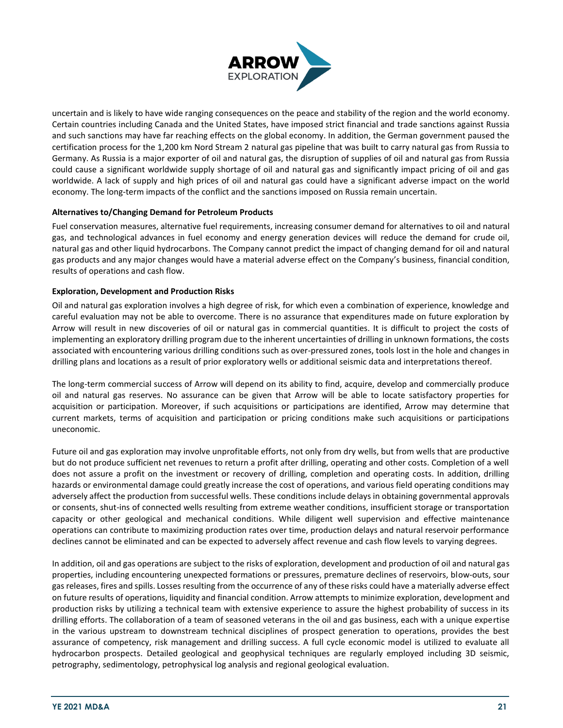uncertain and is likely to have wide ranging consequences on the peace and stability of the region and the world economy. Certain countries including Canada and the United States, have imposed strict financial and trade sanctions against Russia and such sanctions may have far reaching effects on the global economy. In addition, the German government paused the certification process for the 1,200 km Nord Stream 2 natural gas pipeline that was built to carry natural gas from Russia to Germany. As Russia is a major exporter of oil and natural gas, the disruption of supplies of oil and natural gas from Russia could cause a significant worldwide supply shortage of oil and natural gas and significantly impact pricing of oil and gas worldwide. A lack of supply and high prices of oil and natural gas could have a significant adverse impact on the world economy. The long-term impacts of the conflict and the sanctions imposed on Russia remain uncertain.

**Alternatives to/Changing Demand for Petroleum Products**

Fuel conservation measures, alternative fuel requirements, increasing consumer demand for alternatives to oil and natural gas, and technological advances in fuel economy and energy generation devices will reduce the demand for crude oil, natural gas and other liquid hydrocarbons. The Company cannot predict the impact of changing demand for oil and natural gas products and any major changes would have a material adverse effect on the Company's business, financial condition, results of operations and cash flow.

**Exploration, Development and Production Risks**

Oil and natural gas exploration involves a high degree of risk, for which even a combination of experience, knowledge and careful evaluation may not be able to overcome. There is no assurance that expenditures made on future exploration by Arrow will result in new discoveries of oil or natural gas in commercial quantities. It is difficult to project the costs of implementing an exploratory drilling program due to the inherent uncertainties of drilling in unknown formations, the costs associated with encountering various drilling conditions such as over-pressured zones, tools lost in the hole and changes in drilling plans and locations as a result of prior exploratory wells or additional seismic data and interpretations thereof.

The long-term commercial success of Arrow will depend on its ability to find, acquire, develop and commercially produce oil and natural gas reserves. No assurance can be given that Arrow will be able to locate satisfactory properties for acquisition or participation. Moreover, if such acquisitions or participations are identified, Arrow may determine that current markets, terms of acquisition and participation or pricing conditions make such acquisitions or participations uneconomic.

Future oil and gas exploration may involve unprofitable efforts, not only from dry wells, but from wells that are productive but do not produce sufficient net revenues to return a profit after drilling, operating and other costs. Completion of a well does not assure a profit on the investment or recovery of drilling, completion and operating costs. In addition, drilling hazards or environmental damage could greatly increase the cost of operations, and various field operating conditions may adversely affect the production from successful wells. These conditions include delays in obtaining governmental approvals or consents, shut-ins of connected wells resulting from extreme weather conditions, insufficient storage or transportation capacity or other geological and mechanical conditions. While diligent well supervision and effective maintenance operations can contribute to maximizing production rates over time, production delays and natural reservoir performance declines cannot be eliminated and can be expected to adversely affect revenue and cash flow levels to varying degrees.

In addition, oil and gas operations are subject to the risks of exploration, development and production of oil and natural gas properties, including encountering unexpected formations or pressures, premature declines of reservoirs, blow-outs, sour gas releases, fires and spills. Losses resulting from the occurrence of any of these risks could have a materially adverse effect on future results of operations, liquidity and financial condition. Arrow attempts to minimize exploration, development and production risks by utilizing a technical team with extensive experience to assure the highest probability of success in its drilling efforts. The collaboration of a team of seasoned veterans in the oil and gas business, each with a unique expertise in the various upstream to downstream technical disciplines of prospect generation to operations, provides the best assurance of competency, risk management and drilling success. A full cycle economic model is utilized to evaluate all hydrocarbon prospects. Detailed geological and geophysical techniques are regularly employed including 3D seismic, petrography, sedimentology, petrophysical log analysis and regional geological evaluation.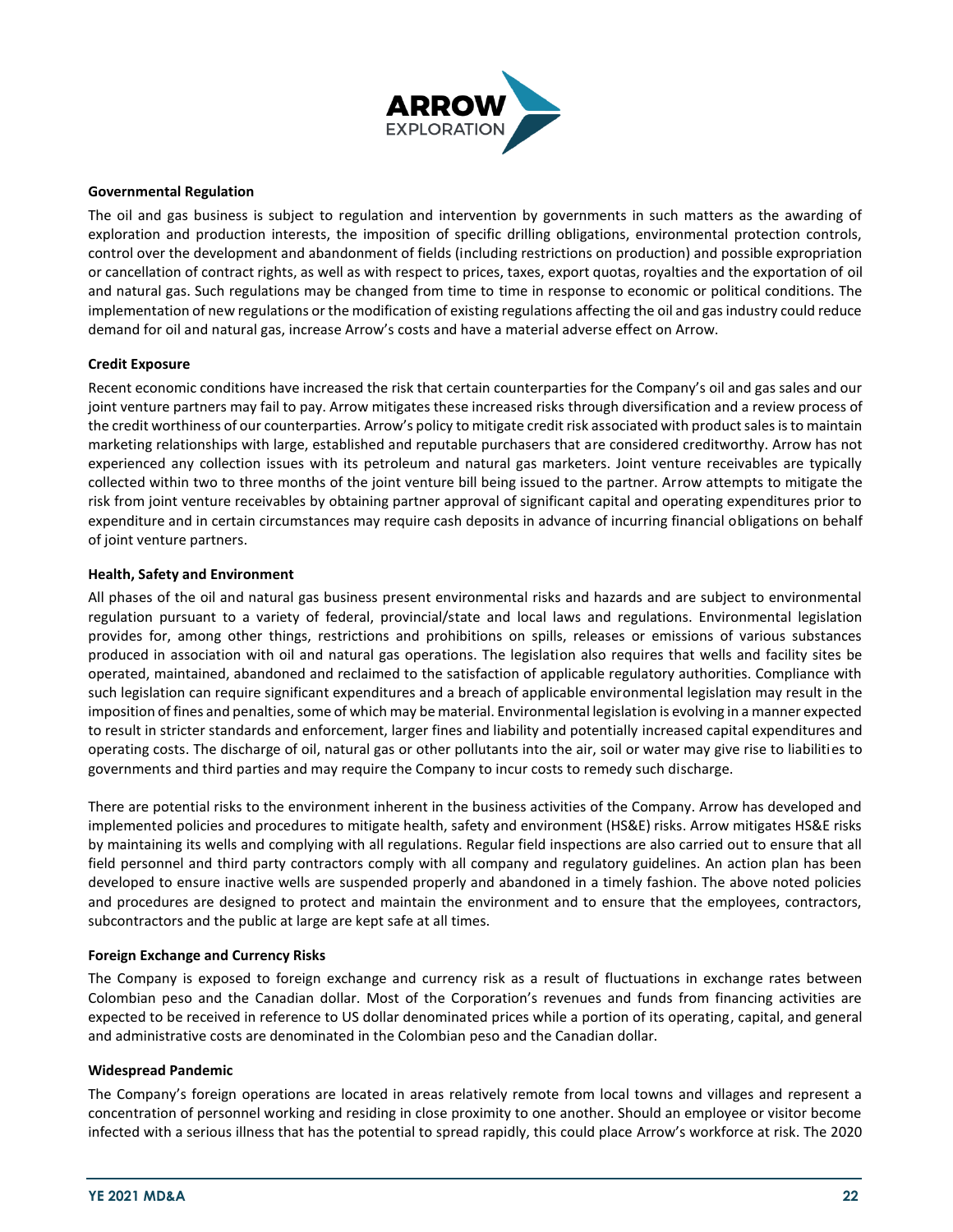**Governmental Regulation**

The oil and gas business is subject to regulation and intervention by governments in such matters as the awarding of exploration and production interests, the imposition of specific drilling obligations, environmental protection controls, control over the development and abandonment of fields (including restrictions on production) and possible expropriation or cancellation of contract rights, as well as with respect to prices, taxes, export quotas, royalties and the exportation of oil and natural gas. Such regulations may be changed from time to time in response to economic or political conditions. The implementation of new regulations or the modification of existing regulations affecting the oil and gas industry could reduce demand for oil and natural gas, increase Arrow's costs and have a material adverse effect on Arrow.

**Credit Exposure**

Recent economic conditions have increased the risk that certain counterparties for the Company's oil and gas sales and our joint venture partners may fail to pay. Arrow mitigates these increased risks through diversification and a review process of the credit worthiness of our counterparties. Arrow's policy to mitigate credit risk associated with product sales is to maintain marketing relationships with large, established and reputable purchasers that are considered creditworthy. Arrow has not experienced any collection issues with its petroleum and natural gas marketers. Joint venture receivables are typically collected within two to three months of the joint venture bill being issued to the partner. Arrow attempts to mitigate the risk from joint venture receivables by obtaining partner approval of significant capital and operating expenditures prior to expenditure and in certain circumstances may require cash deposits in advance of incurring financial obligations on behalf of joint venture partners.

**Health, Safety and Environment**

All phases of the oil and natural gas business present environmental risks and hazards and are subject to environmental regulation pursuant to a variety of federal, provincial/state and local laws and regulations. Environmental legislation provides for, among other things, restrictions and prohibitions on spills, releases or emissions of various substances produced in association with oil and natural gas operations. The legislation also requires that wells and facility sites be operated, maintained, abandoned and reclaimed to the satisfaction of applicable regulatory authorities. Compliance with such legislation can require significant expenditures and a breach of applicable environmental legislation may result in the imposition of fines and penalties, some of which may be material. Environmental legislation is evolving in a manner expected to result in stricter standards and enforcement, larger fines and liability and potentially increased capital expenditures and operating costs. The discharge of oil, natural gas or other pollutants into the air, soil or water may give rise to liabilities to governments and third parties and may require the Company to incur costs to remedy such discharge.

There are potential risks to the environment inherent in the business activities of the Company. Arrow has developed and implemented policies and procedures to mitigate health, safety and environment (HS&E) risks. Arrow mitigates HS&E risks by maintaining its wells and complying with all regulations. Regular field inspections are also carried out to ensure that all field personnel and third party contractors comply with all company and regulatory guidelines. An action plan has been developed to ensure inactive wells are suspended properly and abandoned in a timely fashion. The above noted policies and procedures are designed to protect and maintain the environment and to ensure that the employees, contractors, subcontractors and the public at large are kept safe at all times.

**Foreign Exchange and Currency Risks**

The Company is exposed to foreign exchange and currency risk as a result of fluctuations in exchange rates between Colombian peso and the Canadian dollar. Most of the Corporation's revenues and funds from financing activities are expected to be received in reference to US dollar denominated prices while a portion of its operating, capital, and general and administrative costs are denominated in the Colombian peso and the Canadian dollar.

**Widespread Pandemic**

The Company's foreign operations are located in areas relatively remote from local towns and villages and represent a concentration of personnel working and residing in close proximity to one another. Should an employee or visitor become infected with a serious illness that has the potential to spread rapidly, this could place Arrow's workforce at risk. The 2020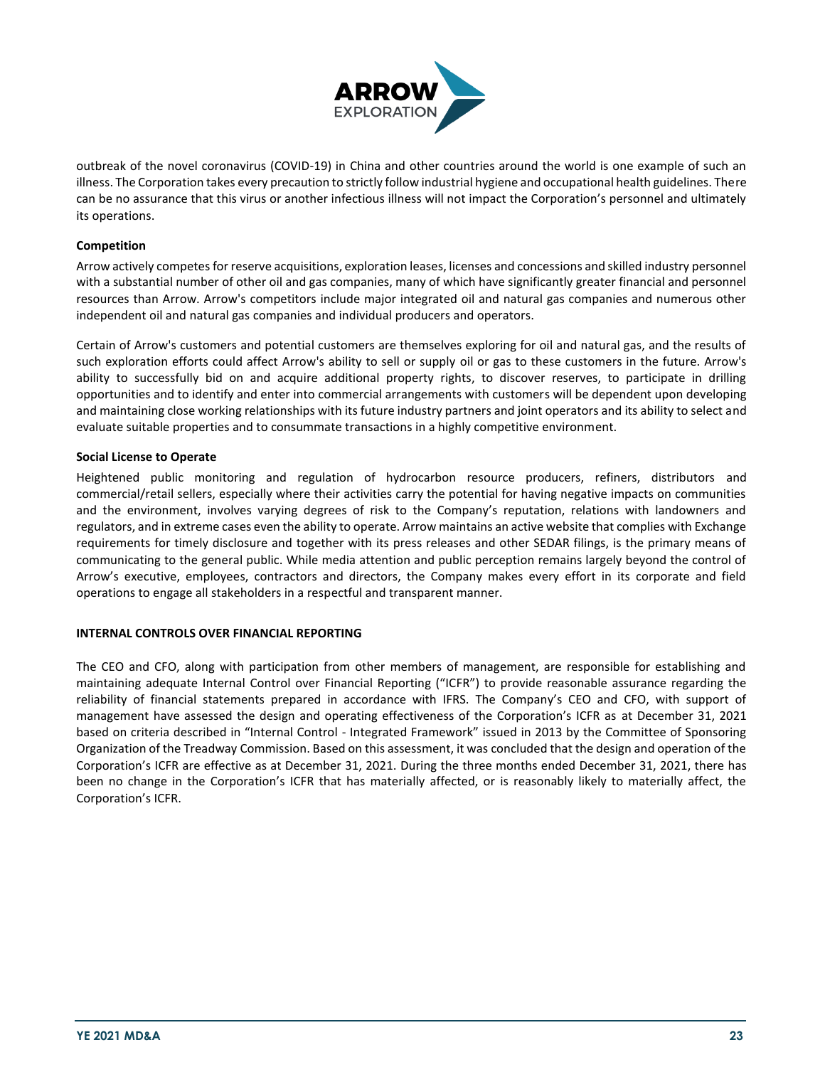outbreak of the novel coronavirus (COVID-19) in China and other countries around the world is one example of such an illness. The Corporation takes every precaution to strictly follow industrial hygiene and occupational health guidelines. There can be no assurance that this virus or another infectious illness will not impact the Corporation's personnel and ultimately its operations.

**Competition**

Arrow actively competes for reserve acquisitions, exploration leases, licenses and concessions and skilled industry personnel with a substantial number of other oil and gas companies, many of which have significantly greater financial and personnel resources than Arrow. Arrow's competitors include major integrated oil and natural gas companies and numerous other independent oil and natural gas companies and individual producers and operators.

Certain of Arrow's customers and potential customers are themselves exploring for oil and natural gas, and the results of such exploration efforts could affect Arrow's ability to sell or supply oil or gas to these customers in the future. Arrow's ability to successfully bid on and acquire additional property rights, to discover reserves, to participate in drilling opportunities and to identify and enter into commercial arrangements with customers will be dependent upon developing and maintaining close working relationships with its future industry partners and joint operators and its ability to select and evaluate suitable properties and to consummate transactions in a highly competitive environment.

**Social License to Operate**

Heightened public monitoring and regulation of hydrocarbon resource producers, refiners, distributors and commercial/retail sellers, especially where their activities carry the potential for having negative impacts on communities and the environment, involves varying degrees of risk to the Company's reputation, relations with landowners and regulators, and in extreme cases even the ability to operate. Arrow maintains an active website that complies with Exchange requirements for timely disclosure and together with its press releases and other SEDAR filings, is the primary means of communicating to the general public. While media attention and public perception remains largely beyond the control of Arrow's executive, employees, contractors and directors, the Company makes every effort in its corporate and field operations to engage all stakeholders in a respectful and transparent manner.

## INTERNAL CONTROLS OVER FINANCIAL REPORTING

The CEO and CFO, along with participation from other members of management, are responsible for establishing and maintaining adequate Internal Control over Financial Reporting ("ICFR") to provide reasonable assurance regarding the reliability of financial statements prepared in accordance with IFRS. The Company's CEO and CFO, with support of management have assessed the design and operating effectiveness of the Corporation's ICFR as at December 31, 2021 based on criteria described in "Internal Control - Integrated Framework" issued in 2013 by the Committee of Sponsoring Organization of the Treadway Commission. Based on this assessment, it was concluded that the design and operation of the Corporation's ICFR are effective as at December 31, 2021. During the three months ended December 31, 2021, there has been no change in the Corporation's ICFR that has materially affected, or is reasonably likely to materially affect, the Corporation's ICFR.